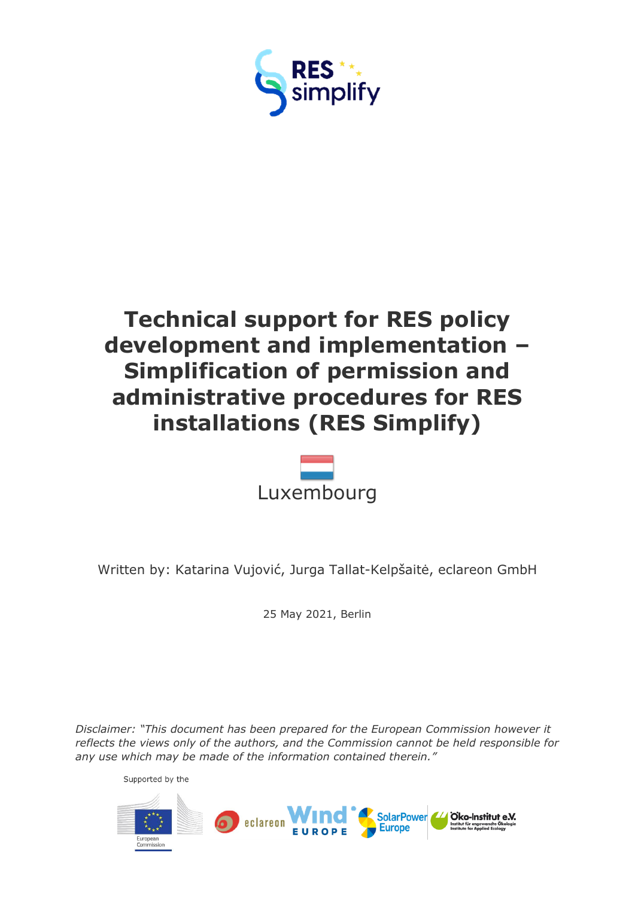# Technical support for RES policy development and implementation – Simplification of permission and administrative procedures for RES installations (RES Simplify)

Luxembourg

Written by: Katarina Vujović, Jurga Tallat-Kelpšaitė, eclareon GmbH

25 May 2021, Berlin

*Disclaimer: "This document has been prepared for the European Commission however it reflects the views only of the authors, and the Commission cannot be held responsible for any use which may be made of the information contained therein."*

Supported by the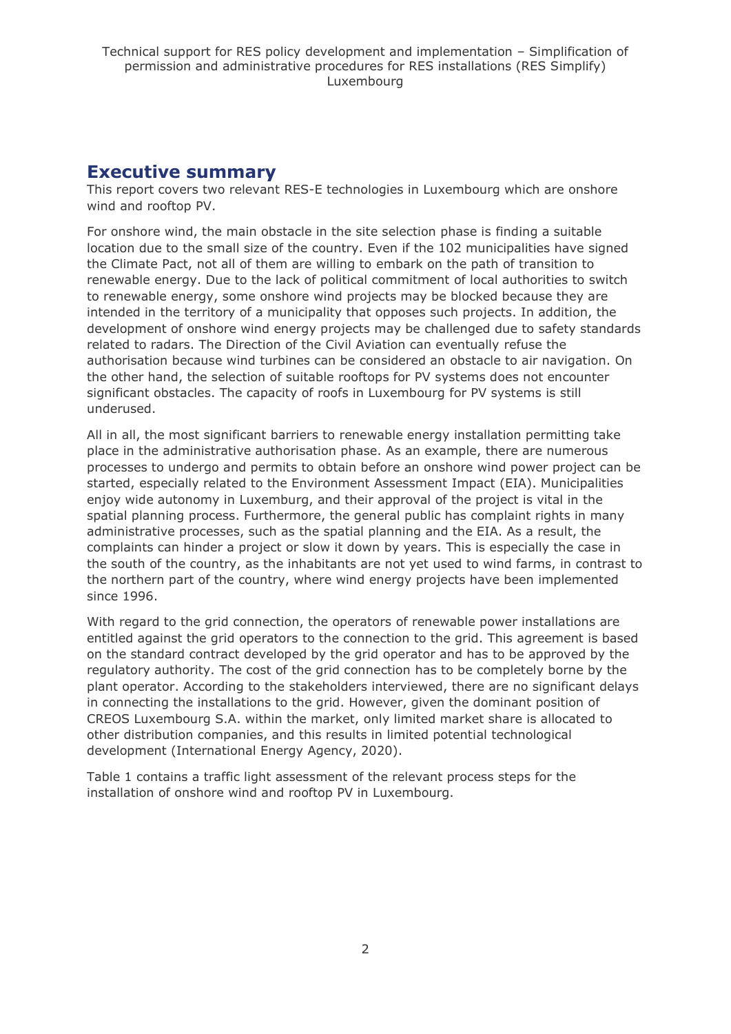## Executive summary

This report covers two relevant RES-E technologies in Luxembourg which are onshore wind and rooftop PV.

For onshore wind, the main obstacle in the site selection phase is finding a suitable location due to the small size of the country. Even if the 102 municipalities have signed the Climate Pact, not all of them are willing to embark on the path of transition to renewable energy. Due to the lack of political commitment of local authorities to switch to renewable energy, some onshore wind projects may be blocked because they are intended in the territory of a municipality that opposes such projects. In addition, the development of onshore wind energy projects may be challenged due to safety standards related to radars. The Direction of the Civil Aviation can eventually refuse the authorisation because wind turbines can be considered an obstacle to air navigation. On the other hand, the selection of suitable rooftops for PV systems does not encounter significant obstacles. The capacity of roofs in Luxembourg for PV systems is still underused.

All in all, the most significant barriers to renewable energy installation permitting take place in the administrative authorisation phase. As an example, there are numerous processes to undergo and permits to obtain before an onshore wind power project can be started, especially related to the Environment Assessment Impact (EIA). Municipalities enjoy wide autonomy in Luxemburg, and their approval of the project is vital in the spatial planning process. Furthermore, the general public has complaint rights in many administrative processes, such as the spatial planning and the EIA. As a result, the complaints can hinder a project or slow it down by years. This is especially the case in the south of the country, as the inhabitants are not yet used to wind farms, in contrast to the northern part of the country, where wind energy projects have been implemented since 1996.

With regard to the grid connection, the operators of renewable power installations are entitled against the grid operators to the connection to the grid. This agreement is based on the standard contract developed by the grid operator and has to be approved by the regulatory authority. The cost of the grid connection has to be completely borne by the plant operator. According to the stakeholders interviewed, there are no significant delays in connecting the installations to the grid. However, given the dominant position of CREOS Luxembourg S.A. within the market, only limited market share is allocated to other distribution companies, and this results in limited potential technological development (International Energy Agency, 2020).

Table 1 contains a traffic light assessment of the relevant process steps for the installation of onshore wind and rooftop PV in Luxembourg.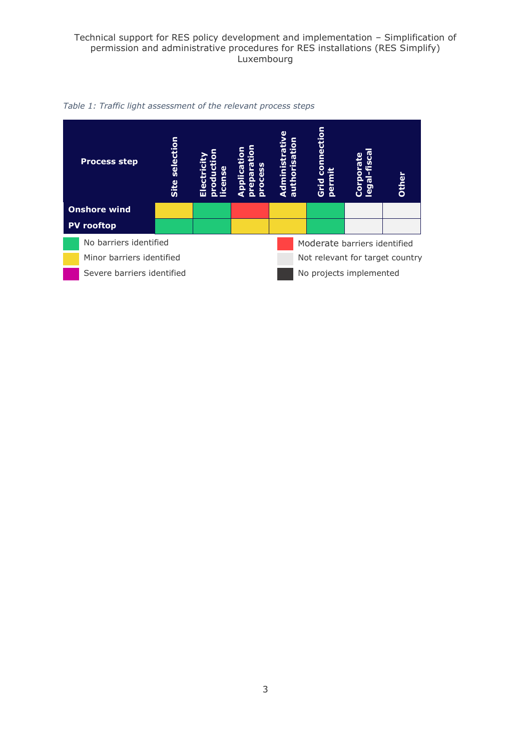*Table 1: Traffic light assessment of the relevant process steps*

| Process step | Site selection | Electricity production license | Application preparation process | Administrative authorisation | Grid connection permit | Corporate legal-fiscal | Other |
|---|---|---|---|---|---|---|---|
| **Onshore wind** | Minor barriers identified | No barriers identified | Moderate barriers identified | Minor barriers identified | No barriers identified | Not relevant for target country | Not relevant for target country |
| **PV rooftop** | No barriers identified | No barriers identified | Minor barriers identified | Minor barriers identified | No barriers identified | Not relevant for target country | Not relevant for target country |

Legend:

- No barriers identified
- Minor barriers identified
- Severe barriers identified
- Moderate barriers identified
- Not relevant for target country
- No projects implemented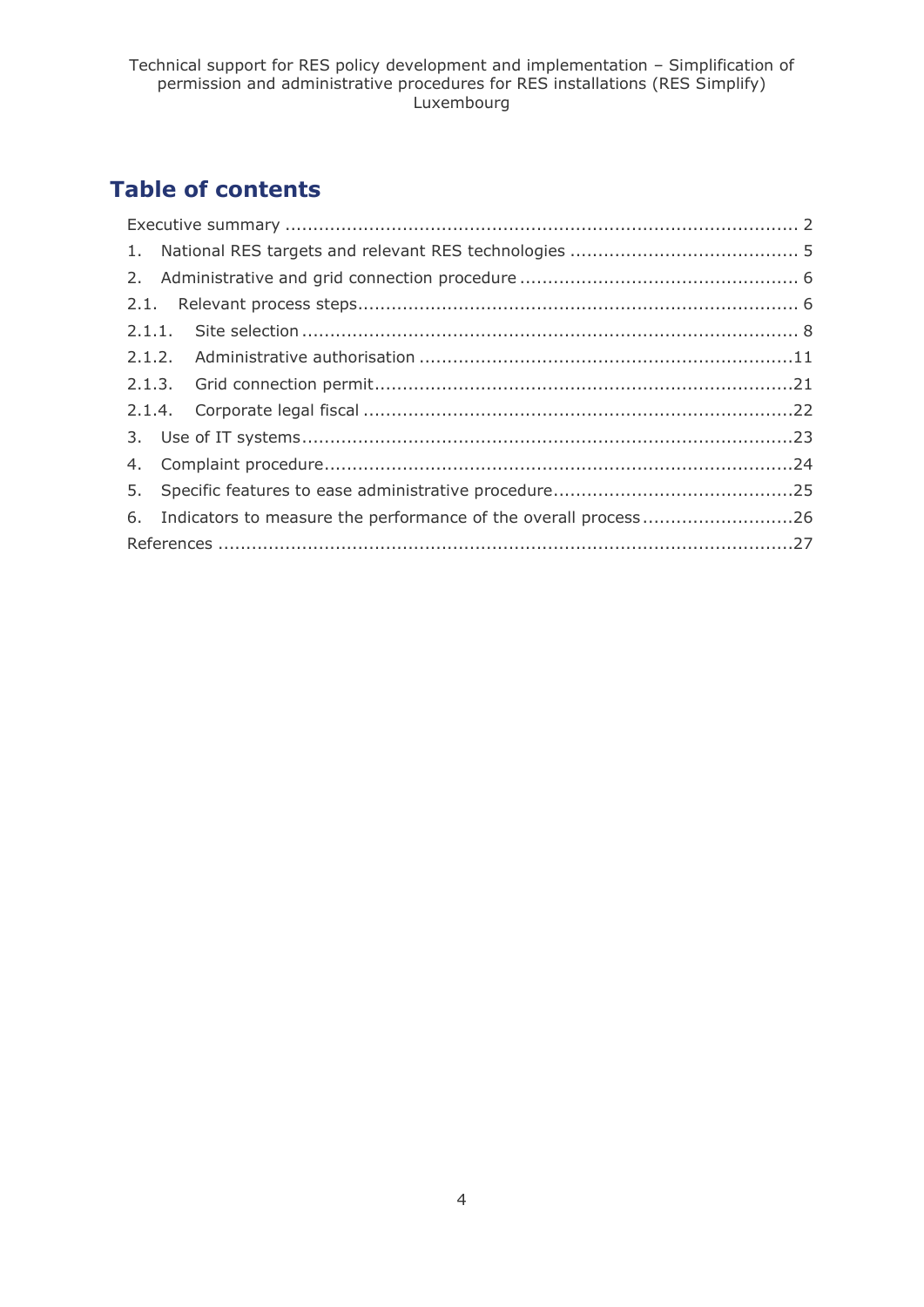# Table of contents

Executive summary ........................................................................................... 2

1. National RES targets and relevant RES technologies ......................................... 5
2. Administrative and grid connection procedure .................................................. 6

2.1. Relevant process steps.............................................................................. 6

2.1.1. Site selection ........................................................................................ 8

2.1.2. Administrative authorisation ...................................................................11

2.1.3. Grid connection permit...........................................................................21

2.1.4. Corporate legal fiscal .............................................................................22

3. Use of IT systems........................................................................................23
4. Complaint procedure....................................................................................24
5. Specific features to ease administrative procedure...........................................25
6. Indicators to measure the performance of the overall process...........................26

References .......................................................................................................27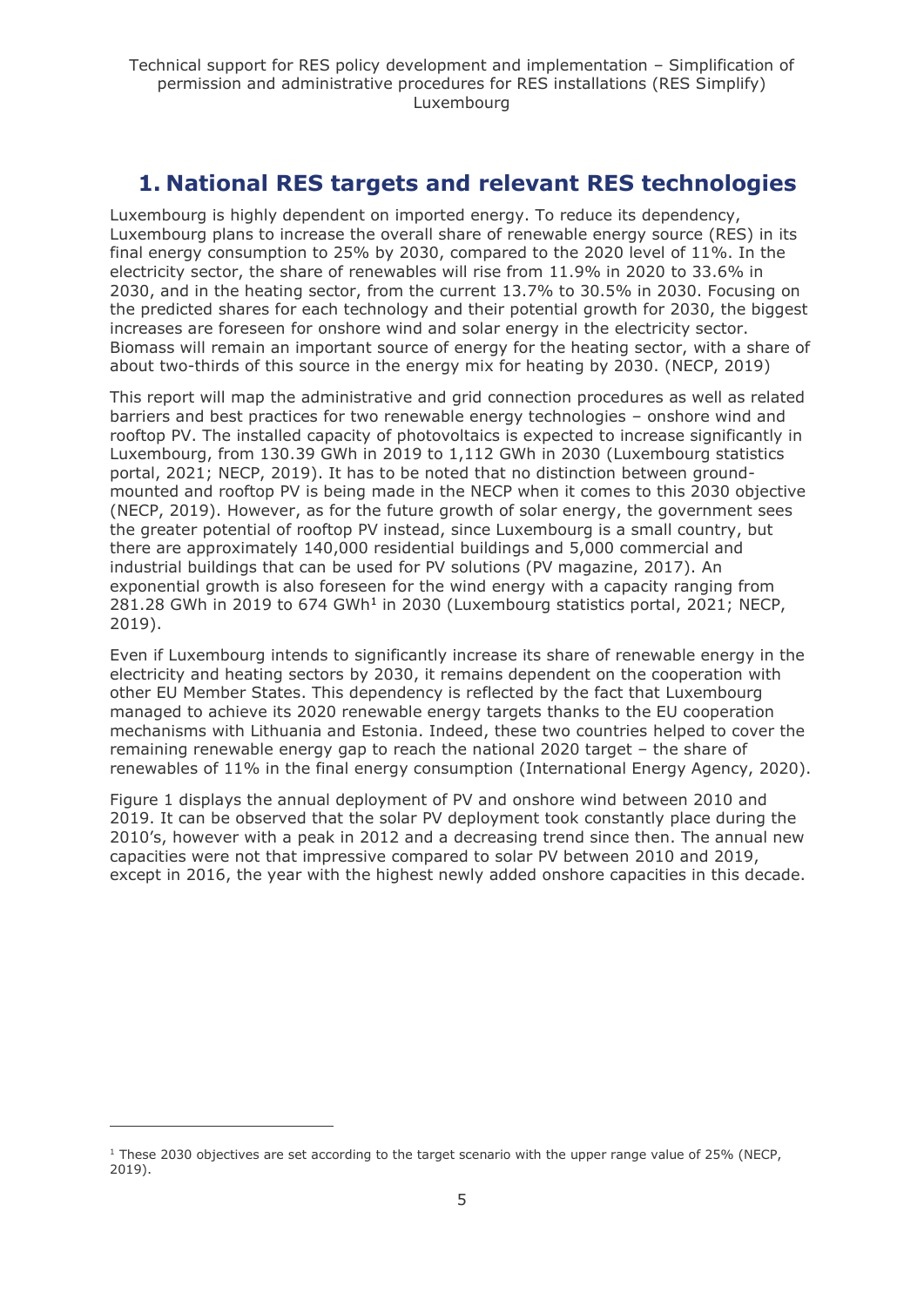# 1. National RES targets and relevant RES technologies

Luxembourg is highly dependent on imported energy. To reduce its dependency, Luxembourg plans to increase the overall share of renewable energy source (RES) in its final energy consumption to 25% by 2030, compared to the 2020 level of 11%. In the electricity sector, the share of renewables will rise from 11.9% in 2020 to 33.6% in 2030, and in the heating sector, from the current 13.7% to 30.5% in 2030. Focusing on the predicted shares for each technology and their potential growth for 2030, the biggest increases are foreseen for onshore wind and solar energy in the electricity sector. Biomass will remain an important source of energy for the heating sector, with a share of about two-thirds of this source in the energy mix for heating by 2030. (NECP, 2019)

This report will map the administrative and grid connection procedures as well as related barriers and best practices for two renewable energy technologies – onshore wind and rooftop PV. The installed capacity of photovoltaics is expected to increase significantly in Luxembourg, from 130.39 GWh in 2019 to 1,112 GWh in 2030 (Luxembourg statistics portal, 2021; NECP, 2019). It has to be noted that no distinction between ground-mounted and rooftop PV is being made in the NECP when it comes to this 2030 objective (NECP, 2019). However, as for the future growth of solar energy, the government sees the greater potential of rooftop PV instead, since Luxembourg is a small country, but there are approximately 140,000 residential buildings and 5,000 commercial and industrial buildings that can be used for PV solutions (PV magazine, 2017). An exponential growth is also foreseen for the wind energy with a capacity ranging from 281.28 GWh in 2019 to 674 GWh[1] in 2030 (Luxembourg statistics portal, 2021; NECP, 2019).

Even if Luxembourg intends to significantly increase its share of renewable energy in the electricity and heating sectors by 2030, it remains dependent on the cooperation with other EU Member States. This dependency is reflected by the fact that Luxembourg managed to achieve its 2020 renewable energy targets thanks to the EU cooperation mechanisms with Lithuania and Estonia. Indeed, these two countries helped to cover the remaining renewable energy gap to reach the national 2020 target – the share of renewables of 11% in the final energy consumption (International Energy Agency, 2020).

Figure 1 displays the annual deployment of PV and onshore wind between 2010 and 2019. It can be observed that the solar PV deployment took constantly place during the 2010's, however with a peak in 2012 and a decreasing trend since then. The annual new capacities were not that impressive compared to solar PV between 2010 and 2019, except in 2016, the year with the highest newly added onshore capacities in this decade.

---

[1] These 2030 objectives are set according to the target scenario with the upper range value of 25% (NECP, 2019).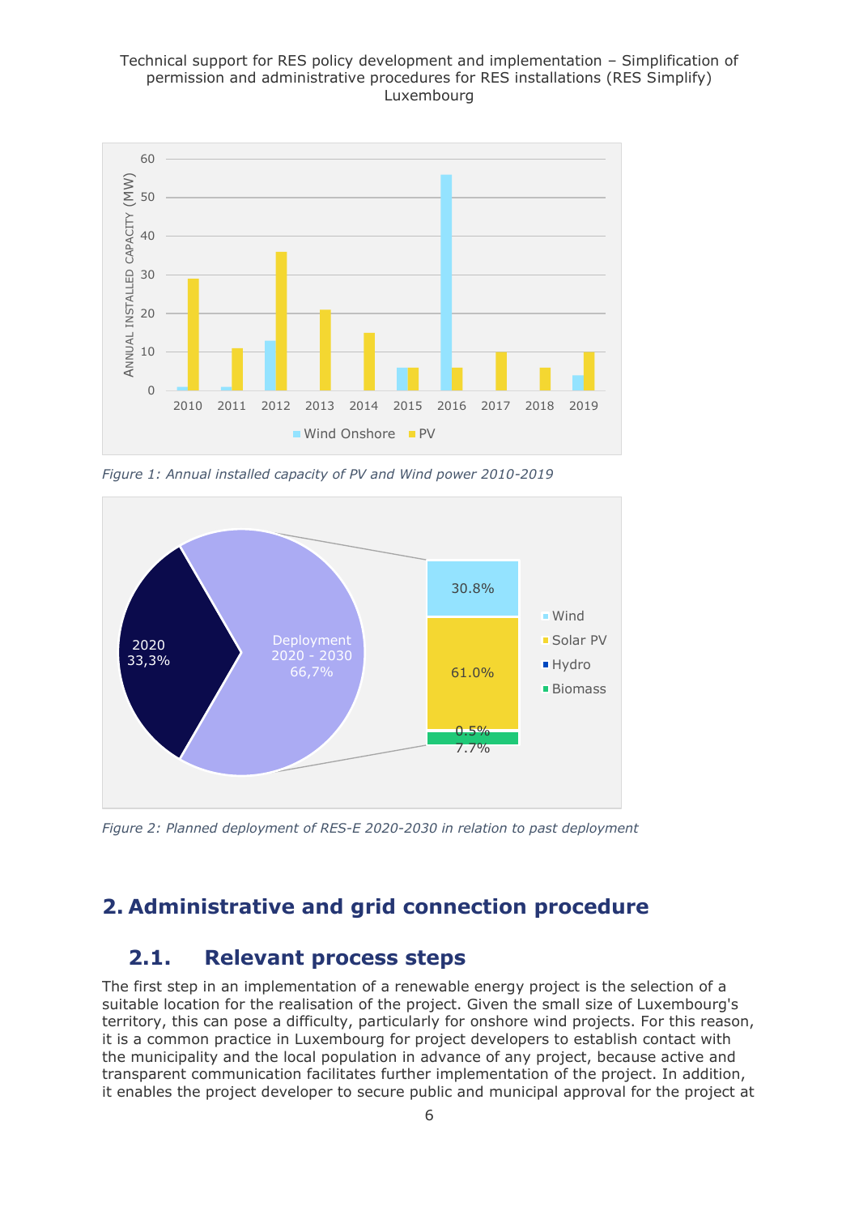Figure 1: Annual installed capacity of PV and Wind power 2010-2019

Figure 2: Planned deployment of RES-E 2020-2030 in relation to past deployment

## 2. Administrative and grid connection procedure

### 2.1. Relevant process steps

The first step in an implementation of a renewable energy project is the selection of a suitable location for the realisation of the project. Given the small size of Luxembourg's territory, this can pose a difficulty, particularly for onshore wind projects. For this reason, it is a common practice in Luxembourg for project developers to establish contact with the municipality and the local population in advance of any project, because active and transparent communication facilitates further implementation of the project. In addition, it enables the project developer to secure public and municipal approval for the project at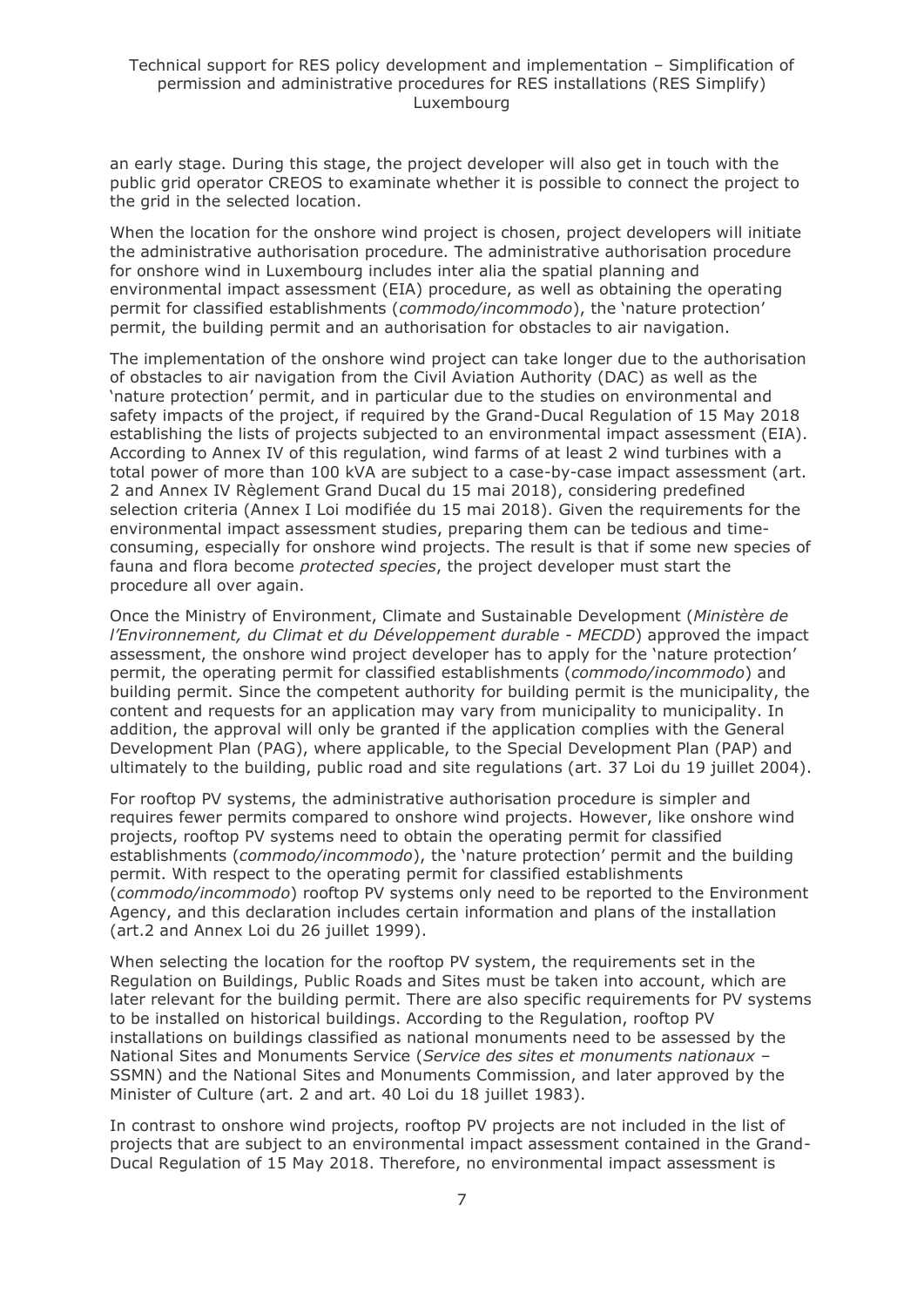an early stage. During this stage, the project developer will also get in touch with the public grid operator CREOS to examinate whether it is possible to connect the project to the grid in the selected location.

When the location for the onshore wind project is chosen, project developers will initiate the administrative authorisation procedure. The administrative authorisation procedure for onshore wind in Luxembourg includes inter alia the spatial planning and environmental impact assessment (EIA) procedure, as well as obtaining the operating permit for classified establishments (*commodo/incommodo*), the 'nature protection' permit, the building permit and an authorisation for obstacles to air navigation.

The implementation of the onshore wind project can take longer due to the authorisation of obstacles to air navigation from the Civil Aviation Authority (DAC) as well as the 'nature protection' permit, and in particular due to the studies on environmental and safety impacts of the project, if required by the Grand-Ducal Regulation of 15 May 2018 establishing the lists of projects subjected to an environmental impact assessment (EIA). According to Annex IV of this regulation, wind farms of at least 2 wind turbines with a total power of more than 100 kVA are subject to a case-by-case impact assessment (art. 2 and Annex IV Règlement Grand Ducal du 15 mai 2018), considering predefined selection criteria (Annex I Loi modifiée du 15 mai 2018). Given the requirements for the environmental impact assessment studies, preparing them can be tedious and time-consuming, especially for onshore wind projects. The result is that if some new species of fauna and flora become *protected species*, the project developer must start the procedure all over again.

Once the Ministry of Environment, Climate and Sustainable Development (*Ministère de l'Environnement, du Climat et du Développement durable - MECDD*) approved the impact assessment, the onshore wind project developer has to apply for the 'nature protection' permit, the operating permit for classified establishments (*commodo/incommodo*) and building permit. Since the competent authority for building permit is the municipality, the content and requests for an application may vary from municipality to municipality. In addition, the approval will only be granted if the application complies with the General Development Plan (PAG), where applicable, to the Special Development Plan (PAP) and ultimately to the building, public road and site regulations (art. 37 Loi du 19 juillet 2004).

For rooftop PV systems, the administrative authorisation procedure is simpler and requires fewer permits compared to onshore wind projects. However, like onshore wind projects, rooftop PV systems need to obtain the operating permit for classified establishments (*commodo/incommodo*), the 'nature protection' permit and the building permit. With respect to the operating permit for classified establishments (*commodo/incommodo*) rooftop PV systems only need to be reported to the Environment Agency, and this declaration includes certain information and plans of the installation (art.2 and Annex Loi du 26 juillet 1999).

When selecting the location for the rooftop PV system, the requirements set in the Regulation on Buildings, Public Roads and Sites must be taken into account, which are later relevant for the building permit. There are also specific requirements for PV systems to be installed on historical buildings. According to the Regulation, rooftop PV installations on buildings classified as national monuments need to be assessed by the National Sites and Monuments Service (*Service des sites et monuments nationaux* – SSMN) and the National Sites and Monuments Commission, and later approved by the Minister of Culture (art. 2 and art. 40 Loi du 18 juillet 1983).

In contrast to onshore wind projects, rooftop PV projects are not included in the list of projects that are subject to an environmental impact assessment contained in the Grand-Ducal Regulation of 15 May 2018. Therefore, no environmental impact assessment is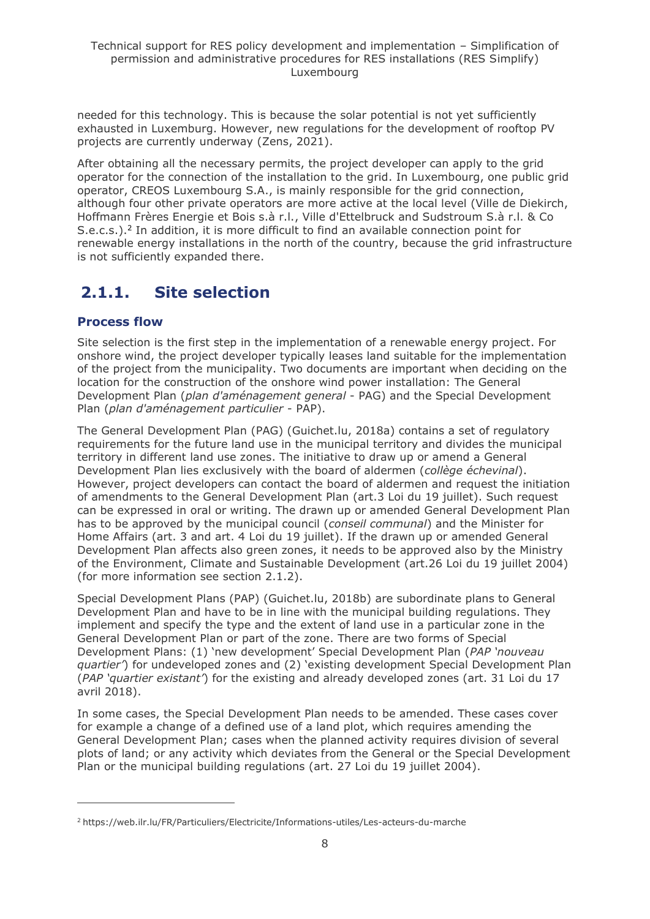needed for this technology. This is because the solar potential is not yet sufficiently exhausted in Luxemburg. However, new regulations for the development of rooftop PV projects are currently underway (Zens, 2021).

After obtaining all the necessary permits, the project developer can apply to the grid operator for the connection of the installation to the grid. In Luxembourg, one public grid operator, CREOS Luxembourg S.A., is mainly responsible for the grid connection, although four other private operators are more active at the local level (Ville de Diekirch, Hoffmann Frères Energie et Bois s.à r.l., Ville d'Ettelbruck and Sudstroum S.à r.l. & Co S.e.c.s.).[2] In addition, it is more difficult to find an available connection point for renewable energy installations in the north of the country, because the grid infrastructure is not sufficiently expanded there.

### 2.1.1. Site selection

#### Process flow

Site selection is the first step in the implementation of a renewable energy project. For onshore wind, the project developer typically leases land suitable for the implementation of the project from the municipality. Two documents are important when deciding on the location for the construction of the onshore wind power installation: The General Development Plan (*plan d'aménagement general* - PAG) and the Special Development Plan (*plan d'aménagement particulier* - PAP).

The General Development Plan (PAG) (Guichet.lu, 2018a) contains a set of regulatory requirements for the future land use in the municipal territory and divides the municipal territory in different land use zones. The initiative to draw up or amend a General Development Plan lies exclusively with the board of aldermen (*collège échevinal*). However, project developers can contact the board of aldermen and request the initiation of amendments to the General Development Plan (art.3 Loi du 19 juillet). Such request can be expressed in oral or writing. The drawn up or amended General Development Plan has to be approved by the municipal council (*conseil communal*) and the Minister for Home Affairs (art. 3 and art. 4 Loi du 19 juillet). If the drawn up or amended General Development Plan affects also green zones, it needs to be approved also by the Ministry of the Environment, Climate and Sustainable Development (art.26 Loi du 19 juillet 2004) (for more information see section 2.1.2).

Special Development Plans (PAP) (Guichet.lu, 2018b) are subordinate plans to General Development Plan and have to be in line with the municipal building regulations. They implement and specify the type and the extent of land use in a particular zone in the General Development Plan or part of the zone. There are two forms of Special Development Plans: (1) 'new development' Special Development Plan (*PAP 'nouveau quartier'*) for undeveloped zones and (2) 'existing development Special Development Plan (*PAP 'quartier existant'*) for the existing and already developed zones (art. 31 Loi du 17 avril 2018).

In some cases, the Special Development Plan needs to be amended. These cases cover for example a change of a defined use of a land plot, which requires amending the General Development Plan; cases when the planned activity requires division of several plots of land; or any activity which deviates from the General or the Special Development Plan or the municipal building regulations (art. 27 Loi du 19 juillet 2004).

---

[2] https://web.ilr.lu/FR/Particuliers/Electricite/Informations-utiles/Les-acteurs-du-marche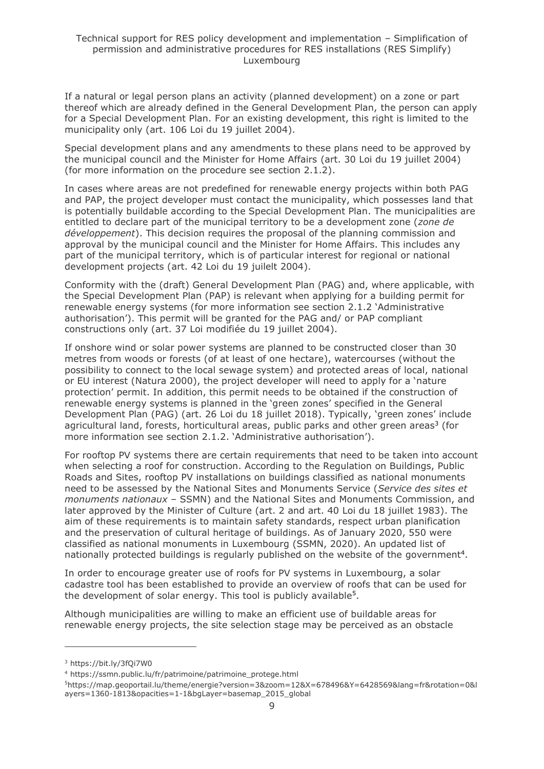If a natural or legal person plans an activity (planned development) on a zone or part thereof which are already defined in the General Development Plan, the person can apply for a Special Development Plan. For an existing development, this right is limited to the municipality only (art. 106 Loi du 19 juillet 2004).

Special development plans and any amendments to these plans need to be approved by the municipal council and the Minister for Home Affairs (art. 30 Loi du 19 juillet 2004) (for more information on the procedure see section 2.1.2).

In cases where areas are not predefined for renewable energy projects within both PAG and PAP, the project developer must contact the municipality, which possesses land that is potentially buildable according to the Special Development Plan. The municipalities are entitled to declare part of the municipal territory to be a development zone (*zone de développement*). This decision requires the proposal of the planning commission and approval by the municipal council and the Minister for Home Affairs. This includes any part of the municipal territory, which is of particular interest for regional or national development projects (art. 42 Loi du 19 juilelt 2004).

Conformity with the (draft) General Development Plan (PAG) and, where applicable, with the Special Development Plan (PAP) is relevant when applying for a building permit for renewable energy systems (for more information see section 2.1.2 'Administrative authorisation'). This permit will be granted for the PAG and/ or PAP compliant constructions only (art. 37 Loi modifiée du 19 juillet 2004).

If onshore wind or solar power systems are planned to be constructed closer than 30 metres from woods or forests (of at least of one hectare), watercourses (without the possibility to connect to the local sewage system) and protected areas of local, national or EU interest (Natura 2000), the project developer will need to apply for a 'nature protection' permit. In addition, this permit needs to be obtained if the construction of renewable energy systems is planned in the 'green zones' specified in the General Development Plan (PAG) (art. 26 Loi du 18 juillet 2018). Typically, 'green zones' include agricultural land, forests, horticultural areas, public parks and other green areas[3] (for more information see section 2.1.2. 'Administrative authorisation').

For rooftop PV systems there are certain requirements that need to be taken into account when selecting a roof for construction. According to the Regulation on Buildings, Public Roads and Sites, rooftop PV installations on buildings classified as national monuments need to be assessed by the National Sites and Monuments Service (*Service des sites et monuments nationaux* – SSMN) and the National Sites and Monuments Commission, and later approved by the Minister of Culture (art. 2 and art. 40 Loi du 18 juillet 1983). The aim of these requirements is to maintain safety standards, respect urban planification and the preservation of cultural heritage of buildings. As of January 2020, 550 were classified as national monuments in Luxembourg (SSMN, 2020). An updated list of nationally protected buildings is regularly published on the website of the government[4].

In order to encourage greater use of roofs for PV systems in Luxembourg, a solar cadastre tool has been established to provide an overview of roofs that can be used for the development of solar energy. This tool is publicly available[5].

Although municipalities are willing to make an efficient use of buildable areas for renewable energy projects, the site selection stage may be perceived as an obstacle

---

[3] https://bit.ly/3fQi7W0

[4] https://ssmn.public.lu/fr/patrimoine/patrimoine_protege.html

[5] https://map.geoportail.lu/theme/energie?version=3&zoom=12&X=678496&Y=6428569&lang=fr&rotation=0&layers=1360-1813&opacities=1-1&bgLayer=basemap_2015_global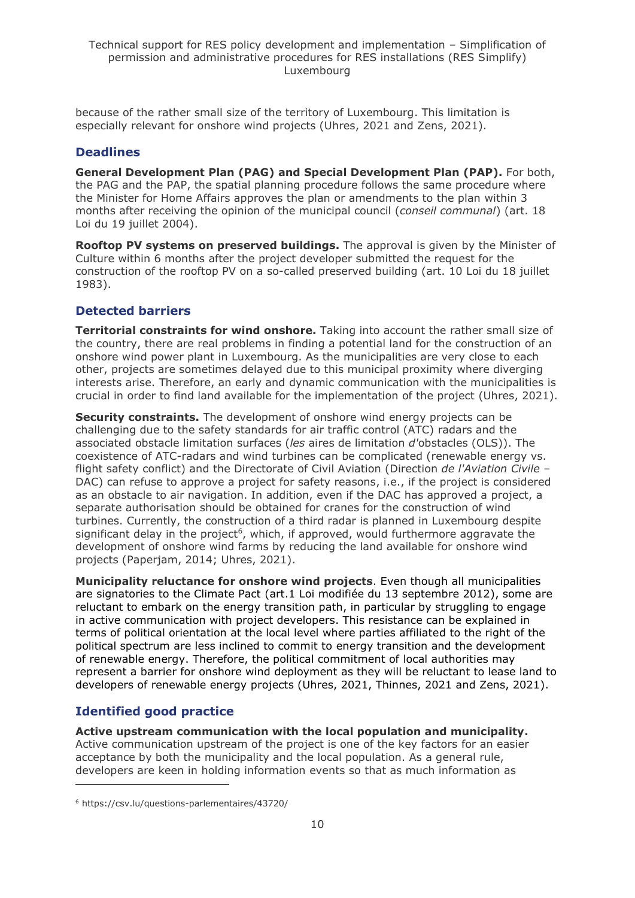because of the rather small size of the territory of Luxembourg. This limitation is especially relevant for onshore wind projects (Uhres, 2021 and Zens, 2021).

## Deadlines

**General Development Plan (PAG) and Special Development Plan (PAP).** For both, the PAG and the PAP, the spatial planning procedure follows the same procedure where the Minister for Home Affairs approves the plan or amendments to the plan within 3 months after receiving the opinion of the municipal council (*conseil communal*) (art. 18 Loi du 19 juillet 2004).

**Rooftop PV systems on preserved buildings.** The approval is given by the Minister of Culture within 6 months after the project developer submitted the request for the construction of the rooftop PV on a so-called preserved building (art. 10 Loi du 18 juillet 1983).

## Detected barriers

**Territorial constraints for wind onshore.** Taking into account the rather small size of the country, there are real problems in finding a potential land for the construction of an onshore wind power plant in Luxembourg. As the municipalities are very close to each other, projects are sometimes delayed due to this municipal proximity where diverging interests arise. Therefore, an early and dynamic communication with the municipalities is crucial in order to find land available for the implementation of the project (Uhres, 2021).

**Security constraints.** The development of onshore wind energy projects can be challenging due to the safety standards for air traffic control (ATC) radars and the associated obstacle limitation surfaces (*les* aires de limitation *d'*obstacles (OLS)). The coexistence of ATC-radars and wind turbines can be complicated (renewable energy vs. flight safety conflict) and the Directorate of Civil Aviation (Direction *de l'Aviation Civile* – DAC) can refuse to approve a project for safety reasons, i.e., if the project is considered as an obstacle to air navigation. In addition, even if the DAC has approved a project, a separate authorisation should be obtained for cranes for the construction of wind turbines. Currently, the construction of a third radar is planned in Luxembourg despite significant delay in the project[6], which, if approved, would furthermore aggravate the development of onshore wind farms by reducing the land available for onshore wind projects (Paperjam, 2014; Uhres, 2021).

**Municipality reluctance for onshore wind projects**. Even though all municipalities are signatories to the Climate Pact (art.1 Loi modifiée du 13 septembre 2012), some are reluctant to embark on the energy transition path, in particular by struggling to engage in active communication with project developers. This resistance can be explained in terms of political orientation at the local level where parties affiliated to the right of the political spectrum are less inclined to commit to energy transition and the development of renewable energy. Therefore, the political commitment of local authorities may represent a barrier for onshore wind deployment as they will be reluctant to lease land to developers of renewable energy projects (Uhres, 2021, Thinnes, 2021 and Zens, 2021).

## Identified good practice

**Active upstream communication with the local population and municipality.** Active communication upstream of the project is one of the key factors for an easier acceptance by both the municipality and the local population. As a general rule, developers are keen in holding information events so that as much information as

[6] https://csv.lu/questions-parlementaires/43720/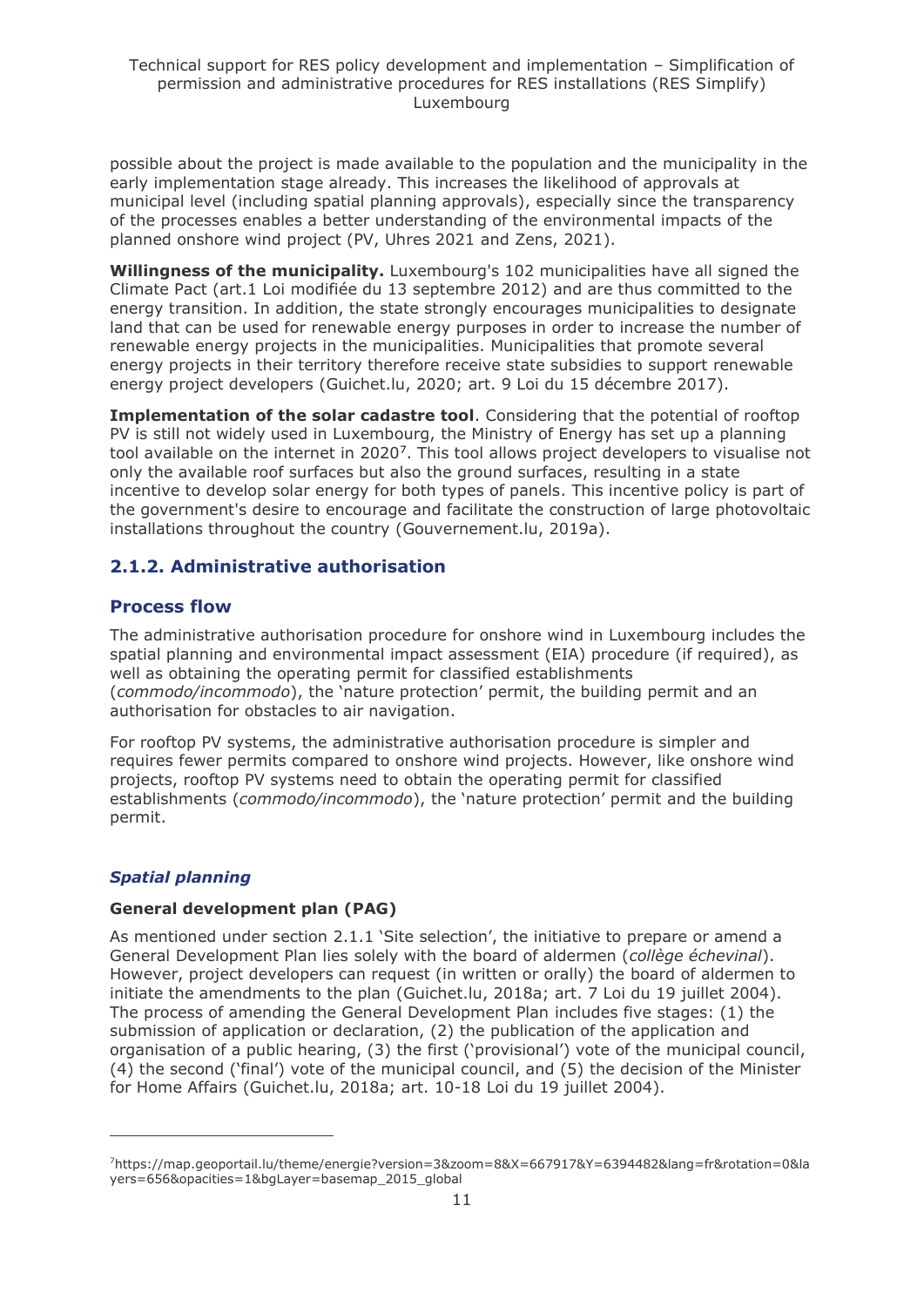possible about the project is made available to the population and the municipality in the early implementation stage already. This increases the likelihood of approvals at municipal level (including spatial planning approvals), especially since the transparency of the processes enables a better understanding of the environmental impacts of the planned onshore wind project (PV, Uhres 2021 and Zens, 2021).

**Willingness of the municipality.** Luxembourg's 102 municipalities have all signed the Climate Pact (art.1 Loi modifiée du 13 septembre 2012) and are thus committed to the energy transition. In addition, the state strongly encourages municipalities to designate land that can be used for renewable energy purposes in order to increase the number of renewable energy projects in the municipalities. Municipalities that promote several energy projects in their territory therefore receive state subsidies to support renewable energy project developers (Guichet.lu, 2020; art. 9 Loi du 15 décembre 2017).

**Implementation of the solar cadastre tool**. Considering that the potential of rooftop PV is still not widely used in Luxembourg, the Ministry of Energy has set up a planning tool available on the internet in 2020[7]. This tool allows project developers to visualise not only the available roof surfaces but also the ground surfaces, resulting in a state incentive to develop solar energy for both types of panels. This incentive policy is part of the government's desire to encourage and facilitate the construction of large photovoltaic installations throughout the country (Gouvernement.lu, 2019a).

## 2.1.2. Administrative authorisation

### Process flow

The administrative authorisation procedure for onshore wind in Luxembourg includes the spatial planning and environmental impact assessment (EIA) procedure (if required), as well as obtaining the operating permit for classified establishments (*commodo/incommodo*), the 'nature protection' permit, the building permit and an authorisation for obstacles to air navigation.

For rooftop PV systems, the administrative authorisation procedure is simpler and requires fewer permits compared to onshore wind projects. However, like onshore wind projects, rooftop PV systems need to obtain the operating permit for classified establishments (*commodo/incommodo*), the 'nature protection' permit and the building permit.

### *Spatial planning*

#### General development plan (PAG)

As mentioned under section 2.1.1 'Site selection', the initiative to prepare or amend a General Development Plan lies solely with the board of aldermen (*collège échevinal*). However, project developers can request (in written or orally) the board of aldermen to initiate the amendments to the plan (Guichet.lu, 2018a; art. 7 Loi du 19 juillet 2004). The process of amending the General Development Plan includes five stages: (1) the submission of application or declaration, (2) the publication of the application and organisation of a public hearing, (3) the first ('provisional') vote of the municipal council, (4) the second ('final') vote of the municipal council, and (5) the decision of the Minister for Home Affairs (Guichet.lu, 2018a; art. 10-18 Loi du 19 juillet 2004).

---

[7] https://map.geoportail.lu/theme/energie?version=3&zoom=8&X=667917&Y=6394482&lang=fr&rotation=0&layers=656&opacities=1&bgLayer=basemap_2015_global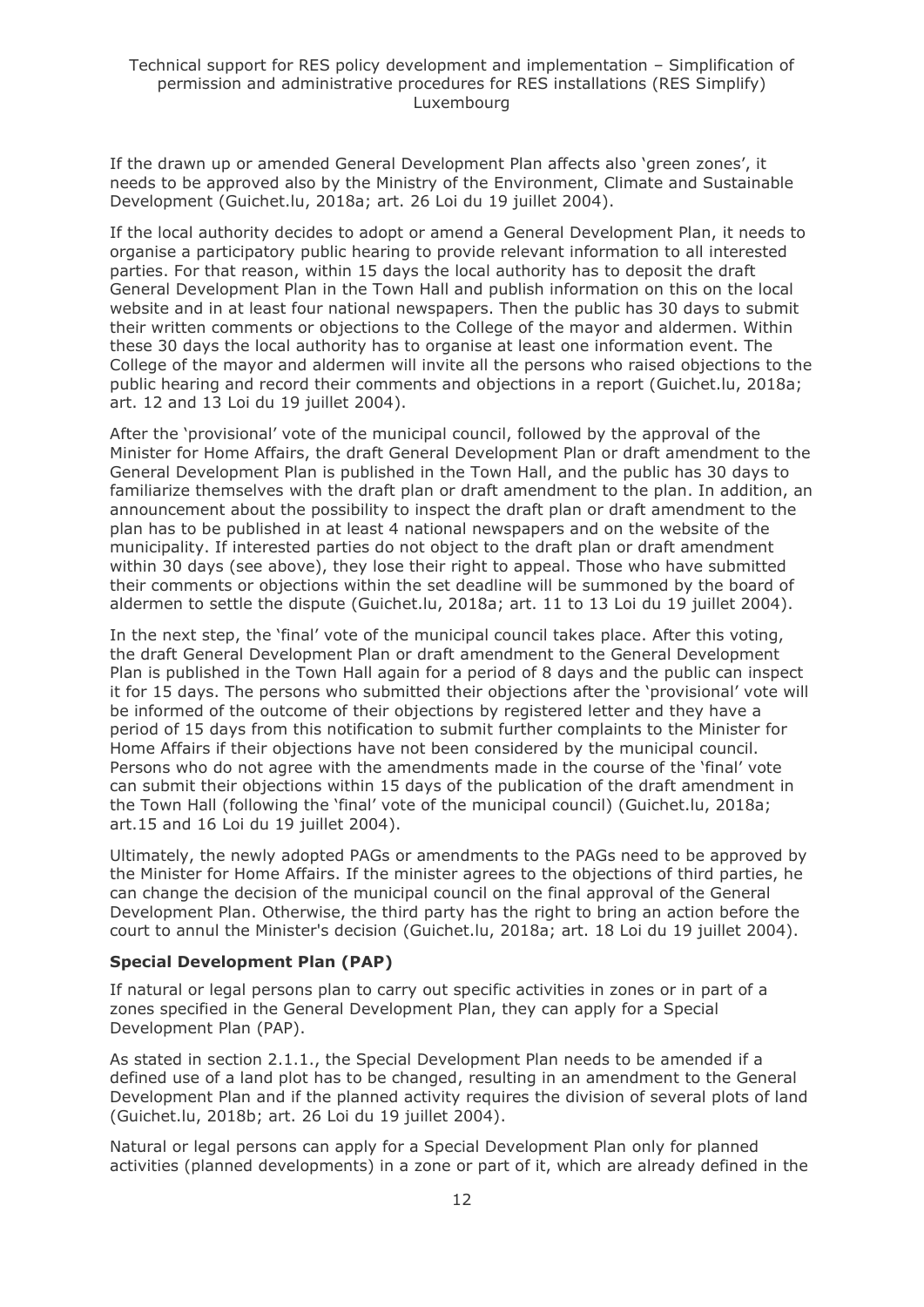If the drawn up or amended General Development Plan affects also 'green zones', it needs to be approved also by the Ministry of the Environment, Climate and Sustainable Development (Guichet.lu, 2018a; art. 26 Loi du 19 juillet 2004).

If the local authority decides to adopt or amend a General Development Plan, it needs to organise a participatory public hearing to provide relevant information to all interested parties. For that reason, within 15 days the local authority has to deposit the draft General Development Plan in the Town Hall and publish information on this on the local website and in at least four national newspapers. Then the public has 30 days to submit their written comments or objections to the College of the mayor and aldermen. Within these 30 days the local authority has to organise at least one information event. The College of the mayor and aldermen will invite all the persons who raised objections to the public hearing and record their comments and objections in a report (Guichet.lu, 2018a; art. 12 and 13 Loi du 19 juillet 2004).

After the 'provisional' vote of the municipal council, followed by the approval of the Minister for Home Affairs, the draft General Development Plan or draft amendment to the General Development Plan is published in the Town Hall, and the public has 30 days to familiarize themselves with the draft plan or draft amendment to the plan. In addition, an announcement about the possibility to inspect the draft plan or draft amendment to the plan has to be published in at least 4 national newspapers and on the website of the municipality. If interested parties do not object to the draft plan or draft amendment within 30 days (see above), they lose their right to appeal. Those who have submitted their comments or objections within the set deadline will be summoned by the board of aldermen to settle the dispute (Guichet.lu, 2018a; art. 11 to 13 Loi du 19 juillet 2004).

In the next step, the 'final' vote of the municipal council takes place. After this voting, the draft General Development Plan or draft amendment to the General Development Plan is published in the Town Hall again for a period of 8 days and the public can inspect it for 15 days. The persons who submitted their objections after the 'provisional' vote will be informed of the outcome of their objections by registered letter and they have a period of 15 days from this notification to submit further complaints to the Minister for Home Affairs if their objections have not been considered by the municipal council. Persons who do not agree with the amendments made in the course of the 'final' vote can submit their objections within 15 days of the publication of the draft amendment in the Town Hall (following the 'final' vote of the municipal council) (Guichet.lu, 2018a; art.15 and 16 Loi du 19 juillet 2004).

Ultimately, the newly adopted PAGs or amendments to the PAGs need to be approved by the Minister for Home Affairs. If the minister agrees to the objections of third parties, he can change the decision of the municipal council on the final approval of the General Development Plan. Otherwise, the third party has the right to bring an action before the court to annul the Minister's decision (Guichet.lu, 2018a; art. 18 Loi du 19 juillet 2004).

**Special Development Plan (PAP)**

If natural or legal persons plan to carry out specific activities in zones or in part of a zones specified in the General Development Plan, they can apply for a Special Development Plan (PAP).

As stated in section 2.1.1., the Special Development Plan needs to be amended if a defined use of a land plot has to be changed, resulting in an amendment to the General Development Plan and if the planned activity requires the division of several plots of land (Guichet.lu, 2018b; art. 26 Loi du 19 juillet 2004).

Natural or legal persons can apply for a Special Development Plan only for planned activities (planned developments) in a zone or part of it, which are already defined in the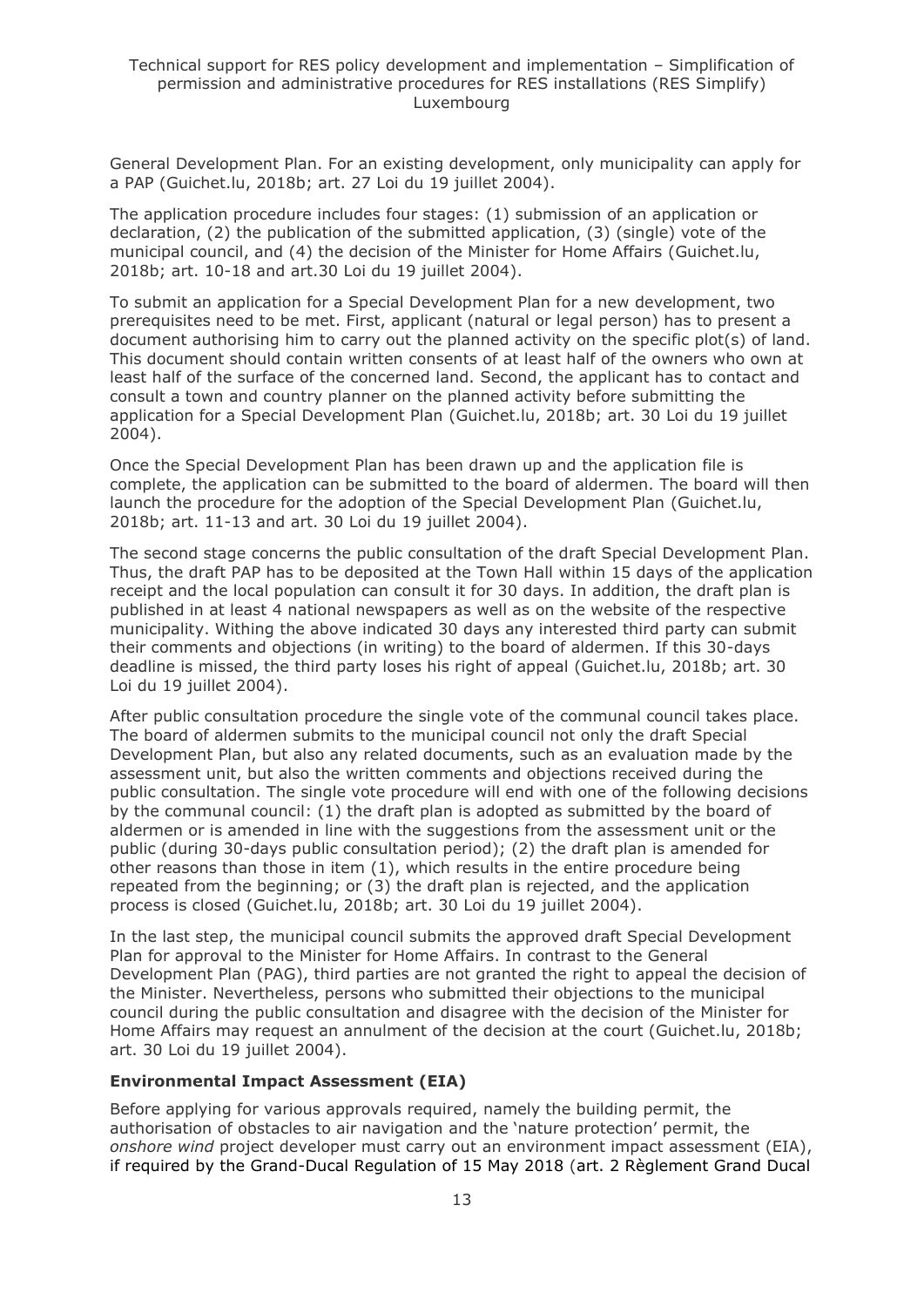General Development Plan. For an existing development, only municipality can apply for a PAP (Guichet.lu, 2018b; art. 27 Loi du 19 juillet 2004).

The application procedure includes four stages: (1) submission of an application or declaration, (2) the publication of the submitted application, (3) (single) vote of the municipal council, and (4) the decision of the Minister for Home Affairs (Guichet.lu, 2018b; art. 10-18 and art.30 Loi du 19 juillet 2004).

To submit an application for a Special Development Plan for a new development, two prerequisites need to be met. First, applicant (natural or legal person) has to present a document authorising him to carry out the planned activity on the specific plot(s) of land. This document should contain written consents of at least half of the owners who own at least half of the surface of the concerned land. Second, the applicant has to contact and consult a town and country planner on the planned activity before submitting the application for a Special Development Plan (Guichet.lu, 2018b; art. 30 Loi du 19 juillet 2004).

Once the Special Development Plan has been drawn up and the application file is complete, the application can be submitted to the board of aldermen. The board will then launch the procedure for the adoption of the Special Development Plan (Guichet.lu, 2018b; art. 11-13 and art. 30 Loi du 19 juillet 2004).

The second stage concerns the public consultation of the draft Special Development Plan. Thus, the draft PAP has to be deposited at the Town Hall within 15 days of the application receipt and the local population can consult it for 30 days. In addition, the draft plan is published in at least 4 national newspapers as well as on the website of the respective municipality. Withing the above indicated 30 days any interested third party can submit their comments and objections (in writing) to the board of aldermen. If this 30-days deadline is missed, the third party loses his right of appeal (Guichet.lu, 2018b; art. 30 Loi du 19 juillet 2004).

After public consultation procedure the single vote of the communal council takes place. The board of aldermen submits to the municipal council not only the draft Special Development Plan, but also any related documents, such as an evaluation made by the assessment unit, but also the written comments and objections received during the public consultation. The single vote procedure will end with one of the following decisions by the communal council: (1) the draft plan is adopted as submitted by the board of aldermen or is amended in line with the suggestions from the assessment unit or the public (during 30-days public consultation period); (2) the draft plan is amended for other reasons than those in item (1), which results in the entire procedure being repeated from the beginning; or (3) the draft plan is rejected, and the application process is closed (Guichet.lu, 2018b; art. 30 Loi du 19 juillet 2004).

In the last step, the municipal council submits the approved draft Special Development Plan for approval to the Minister for Home Affairs. In contrast to the General Development Plan (PAG), third parties are not granted the right to appeal the decision of the Minister. Nevertheless, persons who submitted their objections to the municipal council during the public consultation and disagree with the decision of the Minister for Home Affairs may request an annulment of the decision at the court (Guichet.lu, 2018b; art. 30 Loi du 19 juillet 2004).

**Environmental Impact Assessment (EIA)**

Before applying for various approvals required, namely the building permit, the authorisation of obstacles to air navigation and the 'nature protection' permit, the *onshore wind* project developer must carry out an environment impact assessment (EIA), if required by the Grand-Ducal Regulation of 15 May 2018 (art. 2 Règlement Grand Ducal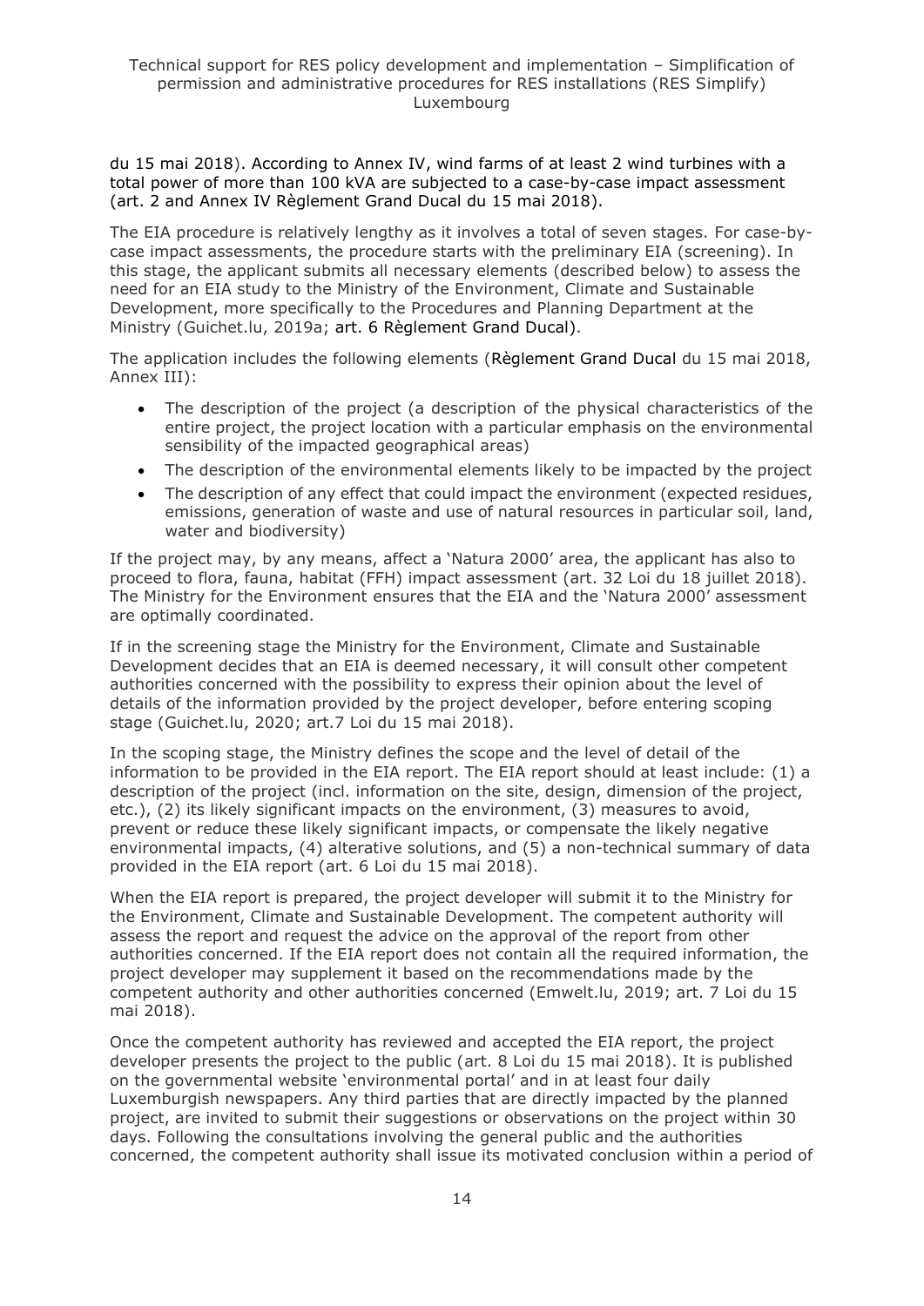du 15 mai 2018). According to Annex IV, wind farms of at least 2 wind turbines with a total power of more than 100 kVA are subjected to a case-by-case impact assessment (art. 2 and Annex IV Règlement Grand Ducal du 15 mai 2018).

The EIA procedure is relatively lengthy as it involves a total of seven stages. For case-by-case impact assessments, the procedure starts with the preliminary EIA (screening). In this stage, the applicant submits all necessary elements (described below) to assess the need for an EIA study to the Ministry of the Environment, Climate and Sustainable Development, more specifically to the Procedures and Planning Department at the Ministry (Guichet.lu, 2019a; art. 6 Règlement Grand Ducal).

The application includes the following elements (Règlement Grand Ducal du 15 mai 2018, Annex III):

- The description of the project (a description of the physical characteristics of the entire project, the project location with a particular emphasis on the environmental sensibility of the impacted geographical areas)
- The description of the environmental elements likely to be impacted by the project
- The description of any effect that could impact the environment (expected residues, emissions, generation of waste and use of natural resources in particular soil, land, water and biodiversity)

If the project may, by any means, affect a 'Natura 2000' area, the applicant has also to proceed to flora, fauna, habitat (FFH) impact assessment (art. 32 Loi du 18 juillet 2018). The Ministry for the Environment ensures that the EIA and the 'Natura 2000' assessment are optimally coordinated.

If in the screening stage the Ministry for the Environment, Climate and Sustainable Development decides that an EIA is deemed necessary, it will consult other competent authorities concerned with the possibility to express their opinion about the level of details of the information provided by the project developer, before entering scoping stage (Guichet.lu, 2020; art.7 Loi du 15 mai 2018).

In the scoping stage, the Ministry defines the scope and the level of detail of the information to be provided in the EIA report. The EIA report should at least include: (1) a description of the project (incl. information on the site, design, dimension of the project, etc.), (2) its likely significant impacts on the environment, (3) measures to avoid, prevent or reduce these likely significant impacts, or compensate the likely negative environmental impacts, (4) alterative solutions, and (5) a non-technical summary of data provided in the EIA report (art. 6 Loi du 15 mai 2018).

When the EIA report is prepared, the project developer will submit it to the Ministry for the Environment, Climate and Sustainable Development. The competent authority will assess the report and request the advice on the approval of the report from other authorities concerned. If the EIA report does not contain all the required information, the project developer may supplement it based on the recommendations made by the competent authority and other authorities concerned (Emwelt.lu, 2019; art. 7 Loi du 15 mai 2018).

Once the competent authority has reviewed and accepted the EIA report, the project developer presents the project to the public (art. 8 Loi du 15 mai 2018). It is published on the governmental website 'environmental portal' and in at least four daily Luxemburgish newspapers. Any third parties that are directly impacted by the planned project, are invited to submit their suggestions or observations on the project within 30 days. Following the consultations involving the general public and the authorities concerned, the competent authority shall issue its motivated conclusion within a period of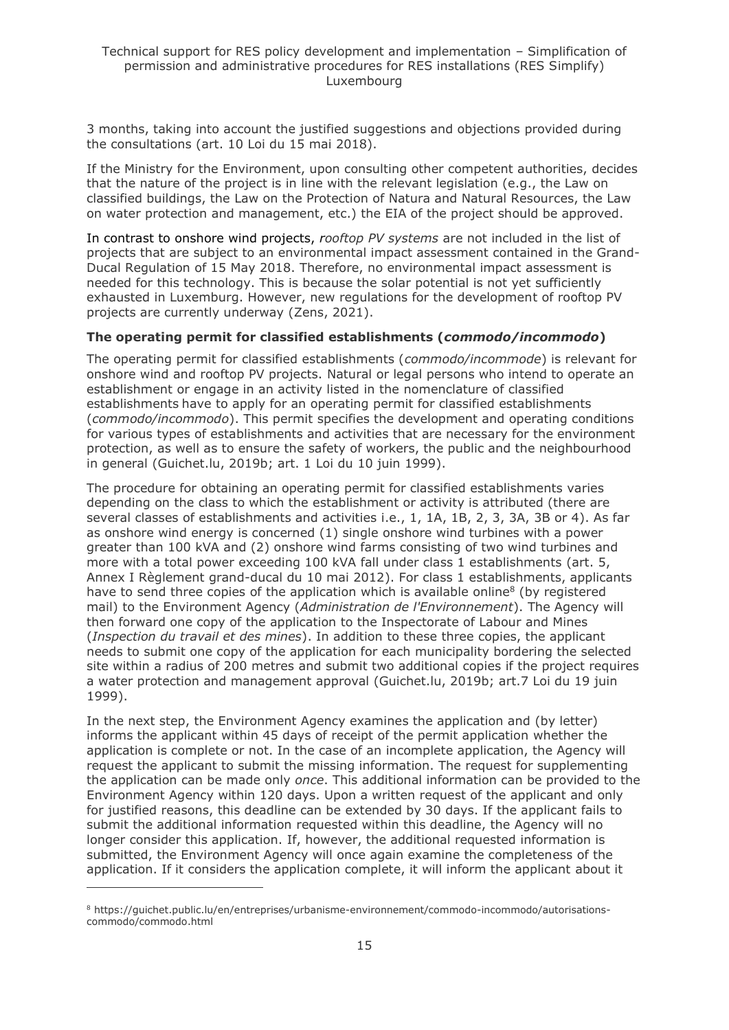3 months, taking into account the justified suggestions and objections provided during the consultations (art. 10 Loi du 15 mai 2018).

If the Ministry for the Environment, upon consulting other competent authorities, decides that the nature of the project is in line with the relevant legislation (e.g., the Law on classified buildings, the Law on the Protection of Natura and Natural Resources, the Law on water protection and management, etc.) the EIA of the project should be approved.

In contrast to onshore wind projects, *rooftop PV systems* are not included in the list of projects that are subject to an environmental impact assessment contained in the Grand-Ducal Regulation of 15 May 2018. Therefore, no environmental impact assessment is needed for this technology. This is because the solar potential is not yet sufficiently exhausted in Luxemburg. However, new regulations for the development of rooftop PV projects are currently underway (Zens, 2021).

**The operating permit for classified establishments (*commodo/incommodo*)**

The operating permit for classified establishments (*commodo/incommode*) is relevant for onshore wind and rooftop PV projects. Natural or legal persons who intend to operate an establishment or engage in an activity listed in the nomenclature of classified establishments have to apply for an operating permit for classified establishments (*commodo/incommodo*). This permit specifies the development and operating conditions for various types of establishments and activities that are necessary for the environment protection, as well as to ensure the safety of workers, the public and the neighbourhood in general (Guichet.lu, 2019b; art. 1 Loi du 10 juin 1999).

The procedure for obtaining an operating permit for classified establishments varies depending on the class to which the establishment or activity is attributed (there are several classes of establishments and activities i.e., 1, 1A, 1B, 2, 3, 3A, 3B or 4). As far as onshore wind energy is concerned (1) single onshore wind turbines with a power greater than 100 kVA and (2) onshore wind farms consisting of two wind turbines and more with a total power exceeding 100 kVA fall under class 1 establishments (art. 5, Annex I Règlement grand-ducal du 10 mai 2012). For class 1 establishments, applicants have to send three copies of the application which is available online[8] (by registered mail) to the Environment Agency (*Administration de l'Environnement*). The Agency will then forward one copy of the application to the Inspectorate of Labour and Mines (*Inspection du travail et des mines*). In addition to these three copies, the applicant needs to submit one copy of the application for each municipality bordering the selected site within a radius of 200 metres and submit two additional copies if the project requires a water protection and management approval (Guichet.lu, 2019b; art.7 Loi du 19 juin 1999).

In the next step, the Environment Agency examines the application and (by letter) informs the applicant within 45 days of receipt of the permit application whether the application is complete or not. In the case of an incomplete application, the Agency will request the applicant to submit the missing information. The request for supplementing the application can be made only *once*. This additional information can be provided to the Environment Agency within 120 days. Upon a written request of the applicant and only for justified reasons, this deadline can be extended by 30 days. If the applicant fails to submit the additional information requested within this deadline, the Agency will no longer consider this application. If, however, the additional requested information is submitted, the Environment Agency will once again examine the completeness of the application. If it considers the application complete, it will inform the applicant about it

[8] https://guichet.public.lu/en/entreprises/urbanisme-environnement/commodo-incommodo/autorisations-commodo/commodo.html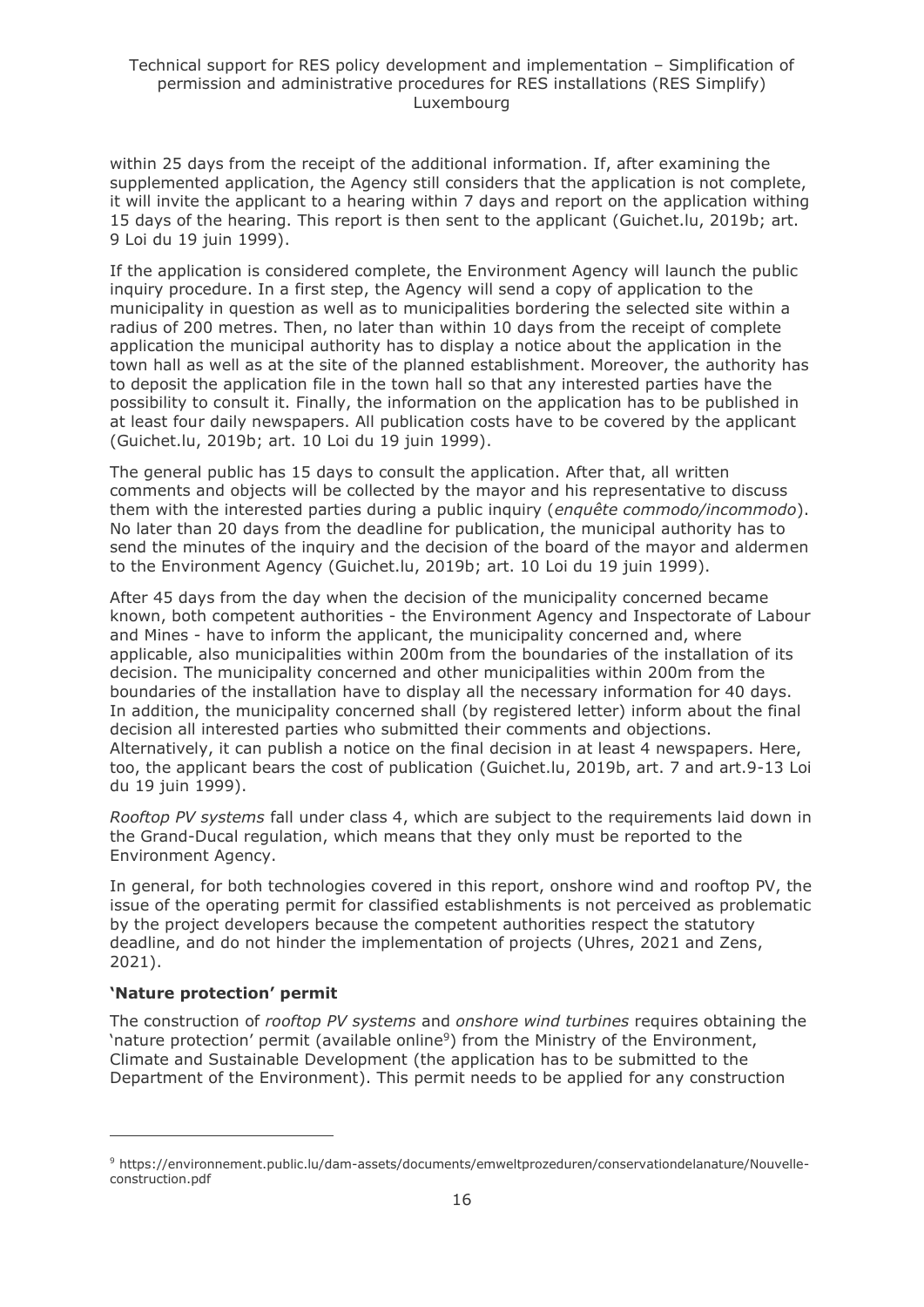within 25 days from the receipt of the additional information. If, after examining the supplemented application, the Agency still considers that the application is not complete, it will invite the applicant to a hearing within 7 days and report on the application withing 15 days of the hearing. This report is then sent to the applicant (Guichet.lu, 2019b; art. 9 Loi du 19 juin 1999).

If the application is considered complete, the Environment Agency will launch the public inquiry procedure. In a first step, the Agency will send a copy of application to the municipality in question as well as to municipalities bordering the selected site within a radius of 200 metres. Then, no later than within 10 days from the receipt of complete application the municipal authority has to display a notice about the application in the town hall as well as at the site of the planned establishment. Moreover, the authority has to deposit the application file in the town hall so that any interested parties have the possibility to consult it. Finally, the information on the application has to be published in at least four daily newspapers. All publication costs have to be covered by the applicant (Guichet.lu, 2019b; art. 10 Loi du 19 juin 1999).

The general public has 15 days to consult the application. After that, all written comments and objects will be collected by the mayor and his representative to discuss them with the interested parties during a public inquiry (*enquête commodo/incommodo*). No later than 20 days from the deadline for publication, the municipal authority has to send the minutes of the inquiry and the decision of the board of the mayor and aldermen to the Environment Agency (Guichet.lu, 2019b; art. 10 Loi du 19 juin 1999).

After 45 days from the day when the decision of the municipality concerned became known, both competent authorities - the Environment Agency and Inspectorate of Labour and Mines - have to inform the applicant, the municipality concerned and, where applicable, also municipalities within 200m from the boundaries of the installation of its decision. The municipality concerned and other municipalities within 200m from the boundaries of the installation have to display all the necessary information for 40 days. In addition, the municipality concerned shall (by registered letter) inform about the final decision all interested parties who submitted their comments and objections. Alternatively, it can publish a notice on the final decision in at least 4 newspapers. Here, too, the applicant bears the cost of publication (Guichet.lu, 2019b, art. 7 and art.9-13 Loi du 19 juin 1999).

*Rooftop PV systems* fall under class 4, which are subject to the requirements laid down in the Grand-Ducal regulation, which means that they only must be reported to the Environment Agency.

In general, for both technologies covered in this report, onshore wind and rooftop PV, the issue of the operating permit for classified establishments is not perceived as problematic by the project developers because the competent authorities respect the statutory deadline, and do not hinder the implementation of projects (Uhres, 2021 and Zens, 2021).

**'Nature protection' permit**

The construction of *rooftop PV systems* and *onshore wind turbines* requires obtaining the 'nature protection' permit (available online[9]) from the Ministry of the Environment, Climate and Sustainable Development (the application has to be submitted to the Department of the Environment). This permit needs to be applied for any construction

[9] https://environnement.public.lu/dam-assets/documents/emweltprozeduren/conservationdelanature/Nouvelle-construction.pdf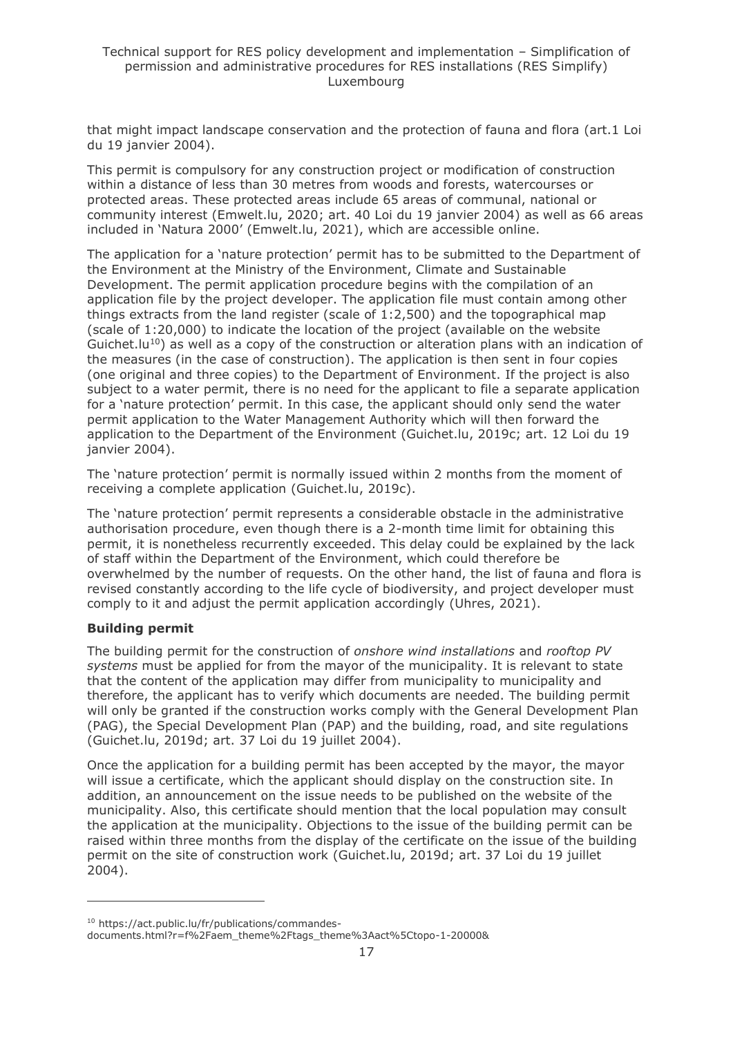that might impact landscape conservation and the protection of fauna and flora (art.1 Loi du 19 janvier 2004).

This permit is compulsory for any construction project or modification of construction within a distance of less than 30 metres from woods and forests, watercourses or protected areas. These protected areas include 65 areas of communal, national or community interest (Emwelt.lu, 2020; art. 40 Loi du 19 janvier 2004) as well as 66 areas included in 'Natura 2000' (Emwelt.lu, 2021), which are accessible online.

The application for a 'nature protection' permit has to be submitted to the Department of the Environment at the Ministry of the Environment, Climate and Sustainable Development. The permit application procedure begins with the compilation of an application file by the project developer. The application file must contain among other things extracts from the land register (scale of 1:2,500) and the topographical map (scale of 1:20,000) to indicate the location of the project (available on the website Guichet.lu[10]) as well as a copy of the construction or alteration plans with an indication of the measures (in the case of construction). The application is then sent in four copies (one original and three copies) to the Department of Environment. If the project is also subject to a water permit, there is no need for the applicant to file a separate application for a 'nature protection' permit. In this case, the applicant should only send the water permit application to the Water Management Authority which will then forward the application to the Department of the Environment (Guichet.lu, 2019c; art. 12 Loi du 19 janvier 2004).

The 'nature protection' permit is normally issued within 2 months from the moment of receiving a complete application (Guichet.lu, 2019c).

The 'nature protection' permit represents a considerable obstacle in the administrative authorisation procedure, even though there is a 2-month time limit for obtaining this permit, it is nonetheless recurrently exceeded. This delay could be explained by the lack of staff within the Department of the Environment, which could therefore be overwhelmed by the number of requests. On the other hand, the list of fauna and flora is revised constantly according to the life cycle of biodiversity, and project developer must comply to it and adjust the permit application accordingly (Uhres, 2021).

**Building permit**

The building permit for the construction of *onshore wind installations* and *rooftop PV systems* must be applied for from the mayor of the municipality. It is relevant to state that the content of the application may differ from municipality to municipality and therefore, the applicant has to verify which documents are needed. The building permit will only be granted if the construction works comply with the General Development Plan (PAG), the Special Development Plan (PAP) and the building, road, and site regulations (Guichet.lu, 2019d; art. 37 Loi du 19 juillet 2004).

Once the application for a building permit has been accepted by the mayor, the mayor will issue a certificate, which the applicant should display on the construction site. In addition, an announcement on the issue needs to be published on the website of the municipality. Also, this certificate should mention that the local population may consult the application at the municipality. Objections to the issue of the building permit can be raised within three months from the display of the certificate on the issue of the building permit on the site of construction work (Guichet.lu, 2019d; art. 37 Loi du 19 juillet 2004).

---

[10] https://act.public.lu/fr/publications/commandes-documents.html?r=f%2Faem_theme%2Ftags_theme%3Aact%5Ctopo-1-20000&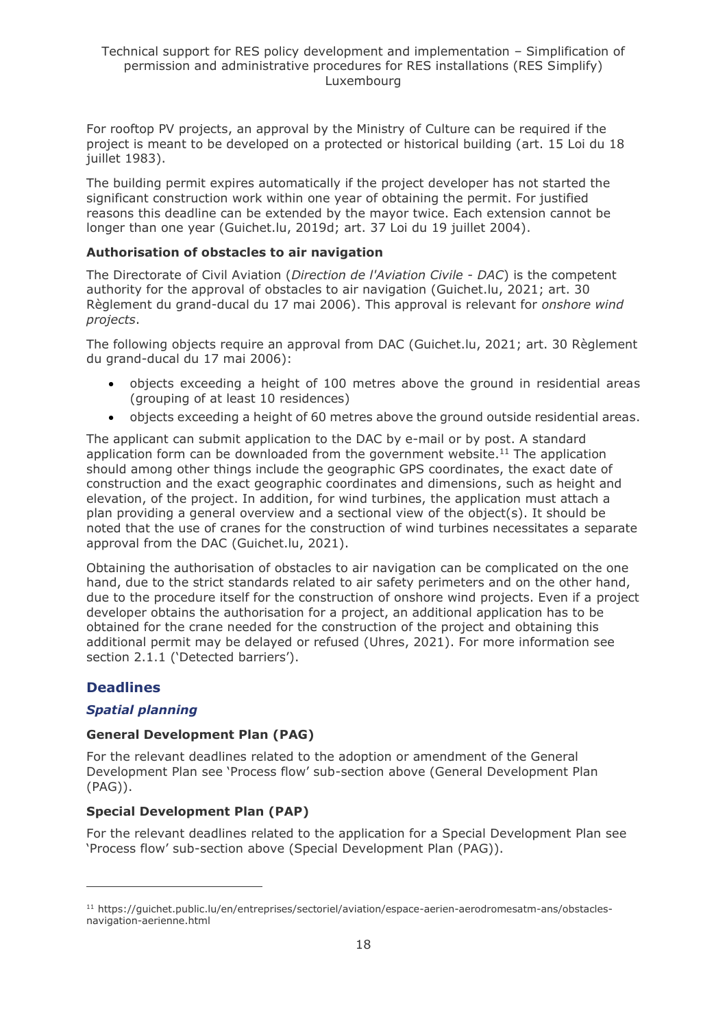For rooftop PV projects, an approval by the Ministry of Culture can be required if the project is meant to be developed on a protected or historical building (art. 15 Loi du 18 juillet 1983).

The building permit expires automatically if the project developer has not started the significant construction work within one year of obtaining the permit. For justified reasons this deadline can be extended by the mayor twice. Each extension cannot be longer than one year (Guichet.lu, 2019d; art. 37 Loi du 19 juillet 2004).

**Authorisation of obstacles to air navigation**

The Directorate of Civil Aviation (*Direction de l'Aviation Civile - DAC*) is the competent authority for the approval of obstacles to air navigation (Guichet.lu, 2021; art. 30 Règlement du grand-ducal du 17 mai 2006). This approval is relevant for *onshore wind projects*.

The following objects require an approval from DAC (Guichet.lu, 2021; art. 30 Règlement du grand-ducal du 17 mai 2006):

- objects exceeding a height of 100 metres above the ground in residential areas (grouping of at least 10 residences)
- objects exceeding a height of 60 metres above the ground outside residential areas.

The applicant can submit application to the DAC by e-mail or by post. A standard application form can be downloaded from the government website.[11] The application should among other things include the geographic GPS coordinates, the exact date of construction and the exact geographic coordinates and dimensions, such as height and elevation, of the project. In addition, for wind turbines, the application must attach a plan providing a general overview and a sectional view of the object(s). It should be noted that the use of cranes for the construction of wind turbines necessitates a separate approval from the DAC (Guichet.lu, 2021).

Obtaining the authorisation of obstacles to air navigation can be complicated on the one hand, due to the strict standards related to air safety perimeters and on the other hand, due to the procedure itself for the construction of onshore wind projects. Even if a project developer obtains the authorisation for a project, an additional application has to be obtained for the crane needed for the construction of the project and obtaining this additional permit may be delayed or refused (Uhres, 2021). For more information see section 2.1.1 ('Detected barriers').

## Deadlines

### *Spatial planning*

**General Development Plan (PAG)**

For the relevant deadlines related to the adoption or amendment of the General Development Plan see 'Process flow' sub-section above (General Development Plan (PAG)).

**Special Development Plan (PAP)**

For the relevant deadlines related to the application for a Special Development Plan see 'Process flow' sub-section above (Special Development Plan (PAG)).

---

[11] https://guichet.public.lu/en/entreprises/sectoriel/aviation/espace-aerien-aerodromesatm-ans/obstacles-navigation-aerienne.html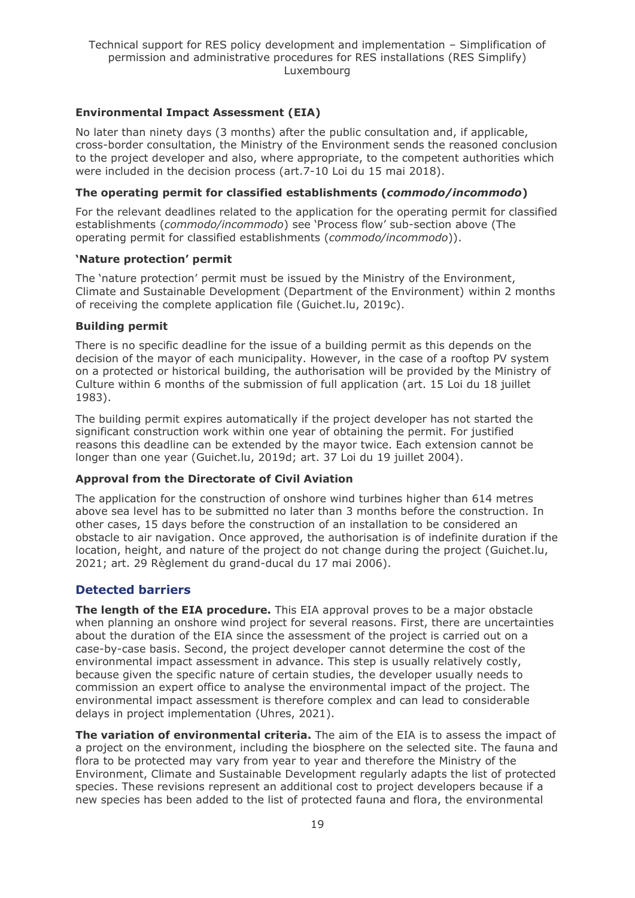### Environmental Impact Assessment (EIA)

No later than ninety days (3 months) after the public consultation and, if applicable, cross-border consultation, the Ministry of the Environment sends the reasoned conclusion to the project developer and also, where appropriate, to the competent authorities which were included in the decision process (art.7-10 Loi du 15 mai 2018).

### The operating permit for classified establishments (*commodo/incommodo*)

For the relevant deadlines related to the application for the operating permit for classified establishments (*commodo/incommodo*) see 'Process flow' sub-section above (The operating permit for classified establishments (*commodo/incommodo*)).

### 'Nature protection' permit

The 'nature protection' permit must be issued by the Ministry of the Environment, Climate and Sustainable Development (Department of the Environment) within 2 months of receiving the complete application file (Guichet.lu, 2019c).

### Building permit

There is no specific deadline for the issue of a building permit as this depends on the decision of the mayor of each municipality. However, in the case of a rooftop PV system on a protected or historical building, the authorisation will be provided by the Ministry of Culture within 6 months of the submission of full application (art. 15 Loi du 18 juillet 1983).

The building permit expires automatically if the project developer has not started the significant construction work within one year of obtaining the permit. For justified reasons this deadline can be extended by the mayor twice. Each extension cannot be longer than one year (Guichet.lu, 2019d; art. 37 Loi du 19 juillet 2004).

### Approval from the Directorate of Civil Aviation

The application for the construction of onshore wind turbines higher than 614 metres above sea level has to be submitted no later than 3 months before the construction. In other cases, 15 days before the construction of an installation to be considered an obstacle to air navigation. Once approved, the authorisation is of indefinite duration if the location, height, and nature of the project do not change during the project (Guichet.lu, 2021; art. 29 Règlement du grand-ducal du 17 mai 2006).

## Detected barriers

**The length of the EIA procedure.** This EIA approval proves to be a major obstacle when planning an onshore wind project for several reasons. First, there are uncertainties about the duration of the EIA since the assessment of the project is carried out on a case-by-case basis. Second, the project developer cannot determine the cost of the environmental impact assessment in advance. This step is usually relatively costly, because given the specific nature of certain studies, the developer usually needs to commission an expert office to analyse the environmental impact of the project. The environmental impact assessment is therefore complex and can lead to considerable delays in project implementation (Uhres, 2021).

**The variation of environmental criteria.** The aim of the EIA is to assess the impact of a project on the environment, including the biosphere on the selected site. The fauna and flora to be protected may vary from year to year and therefore the Ministry of the Environment, Climate and Sustainable Development regularly adapts the list of protected species. These revisions represent an additional cost to project developers because if a new species has been added to the list of protected fauna and flora, the environmental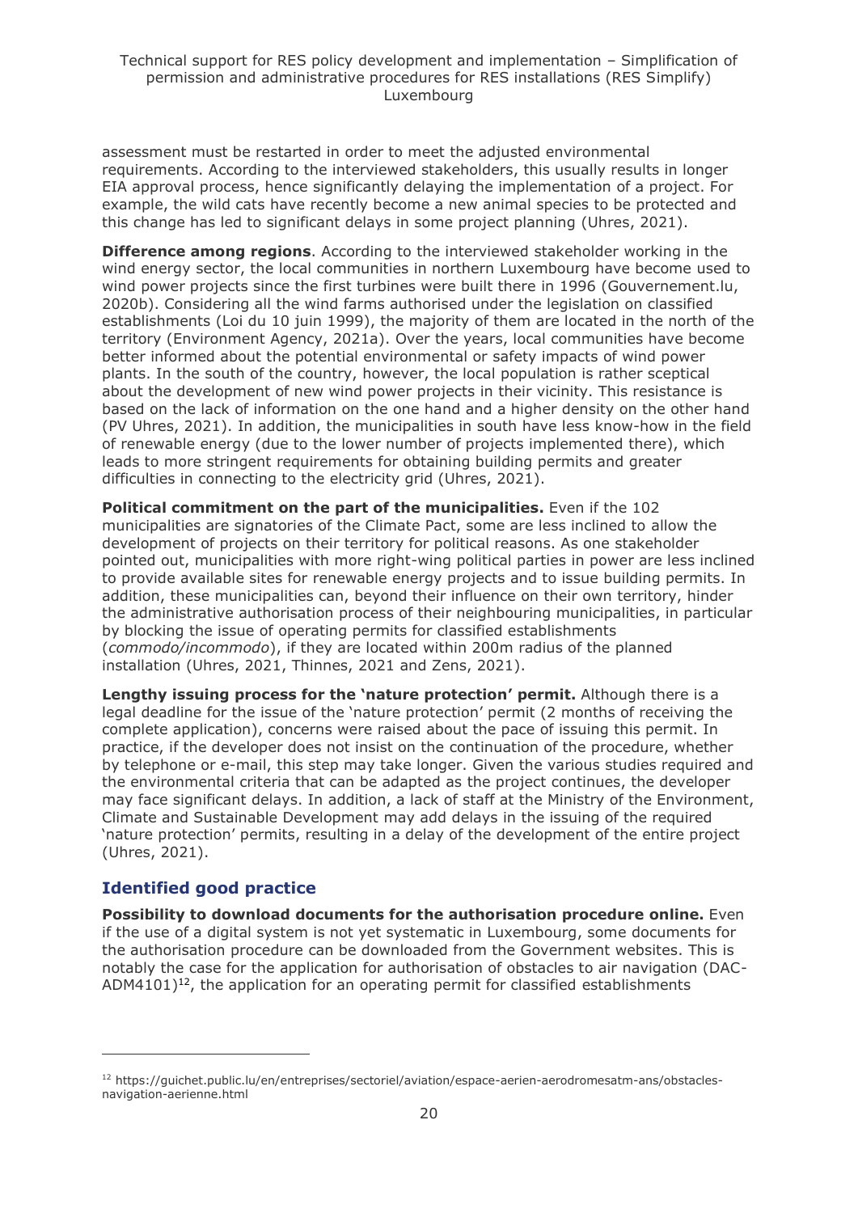assessment must be restarted in order to meet the adjusted environmental requirements. According to the interviewed stakeholders, this usually results in longer EIA approval process, hence significantly delaying the implementation of a project. For example, the wild cats have recently become a new animal species to be protected and this change has led to significant delays in some project planning (Uhres, 2021).

**Difference among regions**. According to the interviewed stakeholder working in the wind energy sector, the local communities in northern Luxembourg have become used to wind power projects since the first turbines were built there in 1996 (Gouvernement.lu, 2020b). Considering all the wind farms authorised under the legislation on classified establishments (Loi du 10 juin 1999), the majority of them are located in the north of the territory (Environment Agency, 2021a). Over the years, local communities have become better informed about the potential environmental or safety impacts of wind power plants. In the south of the country, however, the local population is rather sceptical about the development of new wind power projects in their vicinity. This resistance is based on the lack of information on the one hand and a higher density on the other hand (PV Uhres, 2021). In addition, the municipalities in south have less know-how in the field of renewable energy (due to the lower number of projects implemented there), which leads to more stringent requirements for obtaining building permits and greater difficulties in connecting to the electricity grid (Uhres, 2021).

**Political commitment on the part of the municipalities.** Even if the 102 municipalities are signatories of the Climate Pact, some are less inclined to allow the development of projects on their territory for political reasons. As one stakeholder pointed out, municipalities with more right-wing political parties in power are less inclined to provide available sites for renewable energy projects and to issue building permits. In addition, these municipalities can, beyond their influence on their own territory, hinder the administrative authorisation process of their neighbouring municipalities, in particular by blocking the issue of operating permits for classified establishments (*commodo/incommodo*), if they are located within 200m radius of the planned installation (Uhres, 2021, Thinnes, 2021 and Zens, 2021).

**Lengthy issuing process for the 'nature protection' permit.** Although there is a legal deadline for the issue of the 'nature protection' permit (2 months of receiving the complete application), concerns were raised about the pace of issuing this permit. In practice, if the developer does not insist on the continuation of the procedure, whether by telephone or e-mail, this step may take longer. Given the various studies required and the environmental criteria that can be adapted as the project continues, the developer may face significant delays. In addition, a lack of staff at the Ministry of the Environment, Climate and Sustainable Development may add delays in the issuing of the required 'nature protection' permits, resulting in a delay of the development of the entire project (Uhres, 2021).

## Identified good practice

**Possibility to download documents for the authorisation procedure online.** Even if the use of a digital system is not yet systematic in Luxembourg, some documents for the authorisation procedure can be downloaded from the Government websites. This is notably the case for the application for authorisation of obstacles to air navigation (DAC-ADM4101)[12], the application for an operating permit for classified establishments

[12] https://guichet.public.lu/en/entreprises/sectoriel/aviation/espace-aerien-aerodromesatm-ans/obstacles-navigation-aerienne.html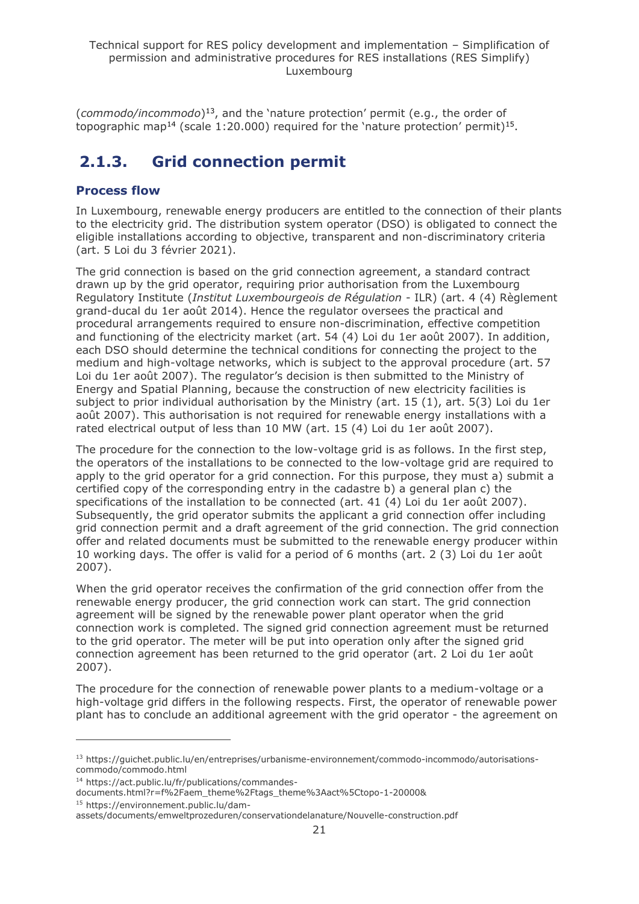(*commodo/incommodo*)[13], and the 'nature protection' permit (e.g., the order of topographic map[14] (scale 1:20.000) required for the 'nature protection' permit)[15].

## 2.1.3. Grid connection permit

### Process flow

In Luxembourg, renewable energy producers are entitled to the connection of their plants to the electricity grid. The distribution system operator (DSO) is obligated to connect the eligible installations according to objective, transparent and non-discriminatory criteria (art. 5 Loi du 3 février 2021).

The grid connection is based on the grid connection agreement, a standard contract drawn up by the grid operator, requiring prior authorisation from the Luxembourg Regulatory Institute (*Institut Luxembourgeois de Régulation* - ILR) (art. 4 (4) Règlement grand-ducal du 1er août 2014). Hence the regulator oversees the practical and procedural arrangements required to ensure non-discrimination, effective competition and functioning of the electricity market (art. 54 (4) Loi du 1er août 2007). In addition, each DSO should determine the technical conditions for connecting the project to the medium and high-voltage networks, which is subject to the approval procedure (art. 57 Loi du 1er août 2007). The regulator's decision is then submitted to the Ministry of Energy and Spatial Planning, because the construction of new electricity facilities is subject to prior individual authorisation by the Ministry (art. 15 (1), art. 5(3) Loi du 1er août 2007). This authorisation is not required for renewable energy installations with a rated electrical output of less than 10 MW (art. 15 (4) Loi du 1er août 2007).

The procedure for the connection to the low-voltage grid is as follows. In the first step, the operators of the installations to be connected to the low-voltage grid are required to apply to the grid operator for a grid connection. For this purpose, they must a) submit a certified copy of the corresponding entry in the cadastre b) a general plan c) the specifications of the installation to be connected (art. 41 (4) Loi du 1er août 2007). Subsequently, the grid operator submits the applicant a grid connection offer including grid connection permit and a draft agreement of the grid connection. The grid connection offer and related documents must be submitted to the renewable energy producer within 10 working days. The offer is valid for a period of 6 months (art. 2 (3) Loi du 1er août 2007).

When the grid operator receives the confirmation of the grid connection offer from the renewable energy producer, the grid connection work can start. The grid connection agreement will be signed by the renewable power plant operator when the grid connection work is completed. The signed grid connection agreement must be returned to the grid operator. The meter will be put into operation only after the signed grid connection agreement has been returned to the grid operator (art. 2 Loi du 1er août 2007).

The procedure for the connection of renewable power plants to a medium-voltage or a high-voltage grid differs in the following respects. First, the operator of renewable power plant has to conclude an additional agreement with the grid operator - the agreement on

[13] https://guichet.public.lu/en/entreprises/urbanisme-environnement/commodo-incommodo/autorisations-commodo/commodo.html

[14] https://act.public.lu/fr/publications/commandes-documents.html?r=f%2Faem_theme%2Ftags_theme%3Aact%5Ctopo-1-20000&

[15] https://environnement.public.lu/dam-assets/documents/emweltprozeduren/conservationdelanature/Nouvelle-construction.pdf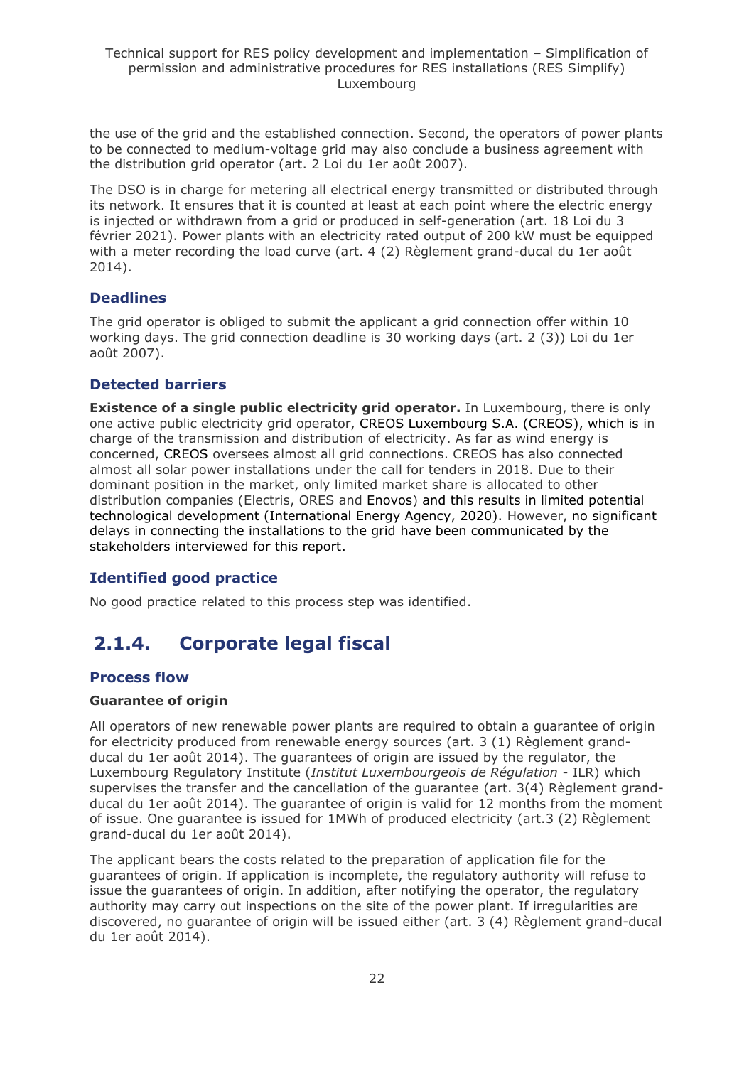the use of the grid and the established connection. Second, the operators of power plants to be connected to medium-voltage grid may also conclude a business agreement with the distribution grid operator (art. 2 Loi du 1er août 2007).

The DSO is in charge for metering all electrical energy transmitted or distributed through its network. It ensures that it is counted at least at each point where the electric energy is injected or withdrawn from a grid or produced in self-generation (art. 18 Loi du 3 février 2021). Power plants with an electricity rated output of 200 kW must be equipped with a meter recording the load curve (art. 4 (2) Règlement grand-ducal du 1er août 2014).

### Deadlines

The grid operator is obliged to submit the applicant a grid connection offer within 10 working days. The grid connection deadline is 30 working days (art. 2 (3)) Loi du 1er août 2007).

### Detected barriers

**Existence of a single public electricity grid operator.** In Luxembourg, there is only one active public electricity grid operator, CREOS Luxembourg S.A. (CREOS), which is in charge of the transmission and distribution of electricity. As far as wind energy is concerned, CREOS oversees almost all grid connections. CREOS has also connected almost all solar power installations under the call for tenders in 2018. Due to their dominant position in the market, only limited market share is allocated to other distribution companies (Electris, ORES and Enovos) and this results in limited potential technological development (International Energy Agency, 2020). However, no significant delays in connecting the installations to the grid have been communicated by the stakeholders interviewed for this report.

### Identified good practice

No good practice related to this process step was identified.

## 2.1.4. Corporate legal fiscal

### Process flow

**Guarantee of origin**

All operators of new renewable power plants are required to obtain a guarantee of origin for electricity produced from renewable energy sources (art. 3 (1) Règlement grand-ducal du 1er août 2014). The guarantees of origin are issued by the regulator, the Luxembourg Regulatory Institute (*Institut Luxembourgeois de Régulation* - ILR) which supervises the transfer and the cancellation of the guarantee (art. 3(4) Règlement grand-ducal du 1er août 2014). The guarantee of origin is valid for 12 months from the moment of issue. One guarantee is issued for 1MWh of produced electricity (art.3 (2) Règlement grand-ducal du 1er août 2014).

The applicant bears the costs related to the preparation of application file for the guarantees of origin. If application is incomplete, the regulatory authority will refuse to issue the guarantees of origin. In addition, after notifying the operator, the regulatory authority may carry out inspections on the site of the power plant. If irregularities are discovered, no guarantee of origin will be issued either (art. 3 (4) Règlement grand-ducal du 1er août 2014).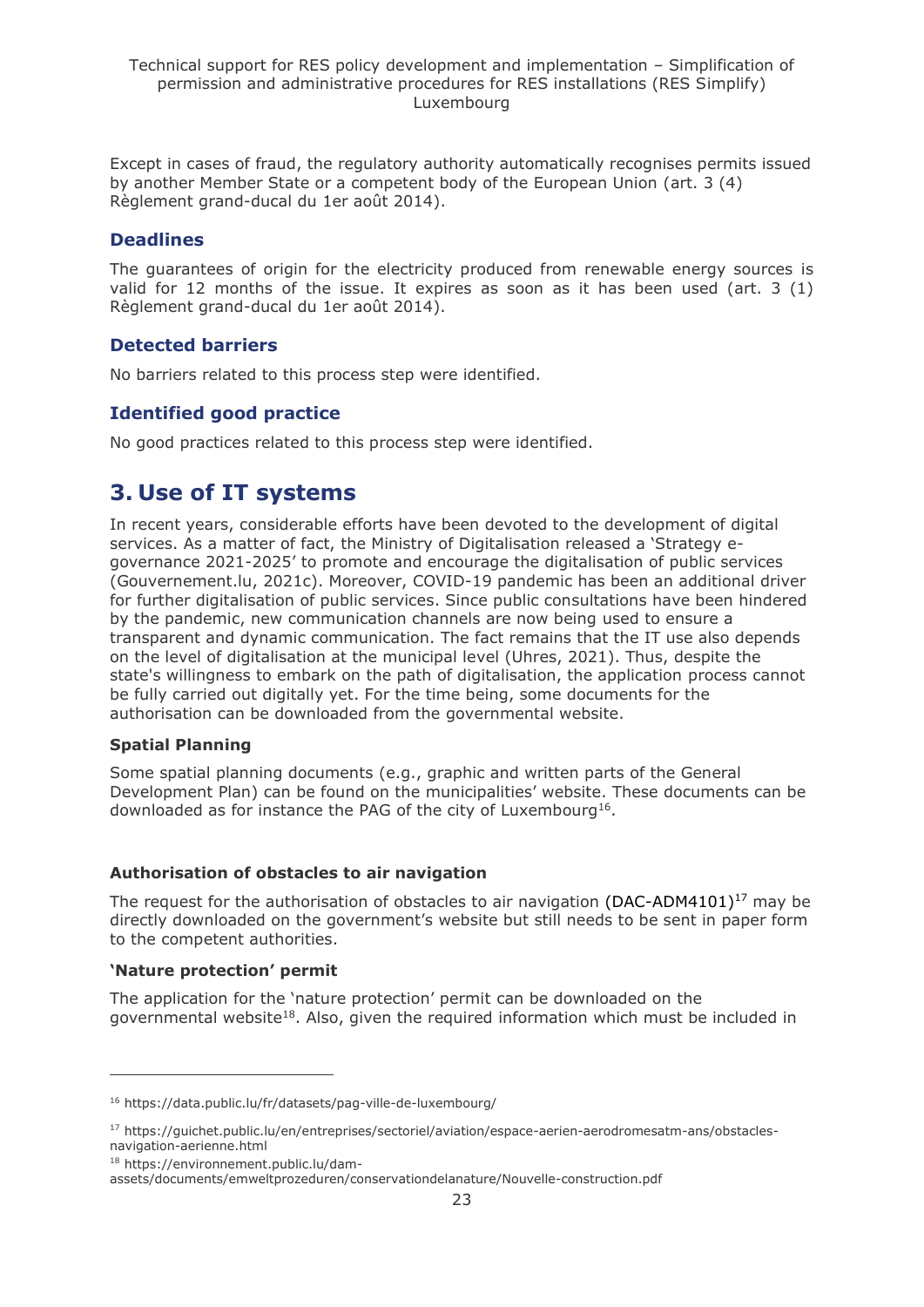Except in cases of fraud, the regulatory authority automatically recognises permits issued by another Member State or a competent body of the European Union (art. 3 (4) Règlement grand-ducal du 1er août 2014).

### Deadlines

The guarantees of origin for the electricity produced from renewable energy sources is valid for 12 months of the issue. It expires as soon as it has been used (art. 3 (1) Règlement grand-ducal du 1er août 2014).

### Detected barriers

No barriers related to this process step were identified.

### Identified good practice

No good practices related to this process step were identified.

## 3. Use of IT systems

In recent years, considerable efforts have been devoted to the development of digital services. As a matter of fact, the Ministry of Digitalisation released a 'Strategy e-governance 2021-2025' to promote and encourage the digitalisation of public services (Gouvernement.lu, 2021c). Moreover, COVID-19 pandemic has been an additional driver for further digitalisation of public services. Since public consultations have been hindered by the pandemic, new communication channels are now being used to ensure a transparent and dynamic communication. The fact remains that the IT use also depends on the level of digitalisation at the municipal level (Uhres, 2021). Thus, despite the state's willingness to embark on the path of digitalisation, the application process cannot be fully carried out digitally yet. For the time being, some documents for the authorisation can be downloaded from the governmental website.

**Spatial Planning**

Some spatial planning documents (e.g., graphic and written parts of the General Development Plan) can be found on the municipalities' website. These documents can be downloaded as for instance the PAG of the city of Luxembourg[16].

**Authorisation of obstacles to air navigation**

The request for the authorisation of obstacles to air navigation (DAC-ADM4101)[17] may be directly downloaded on the government's website but still needs to be sent in paper form to the competent authorities.

**'Nature protection' permit**

The application for the 'nature protection' permit can be downloaded on the governmental website[18]. Also, given the required information which must be included in

---

[16] https://data.public.lu/fr/datasets/pag-ville-de-luxembourg/

[17] https://guichet.public.lu/en/entreprises/sectoriel/aviation/espace-aerien-aerodromesatm-ans/obstacles-navigation-aerienne.html

[18] https://environnement.public.lu/dam-assets/documents/emweltprozeduren/conservationdelanature/Nouvelle-construction.pdf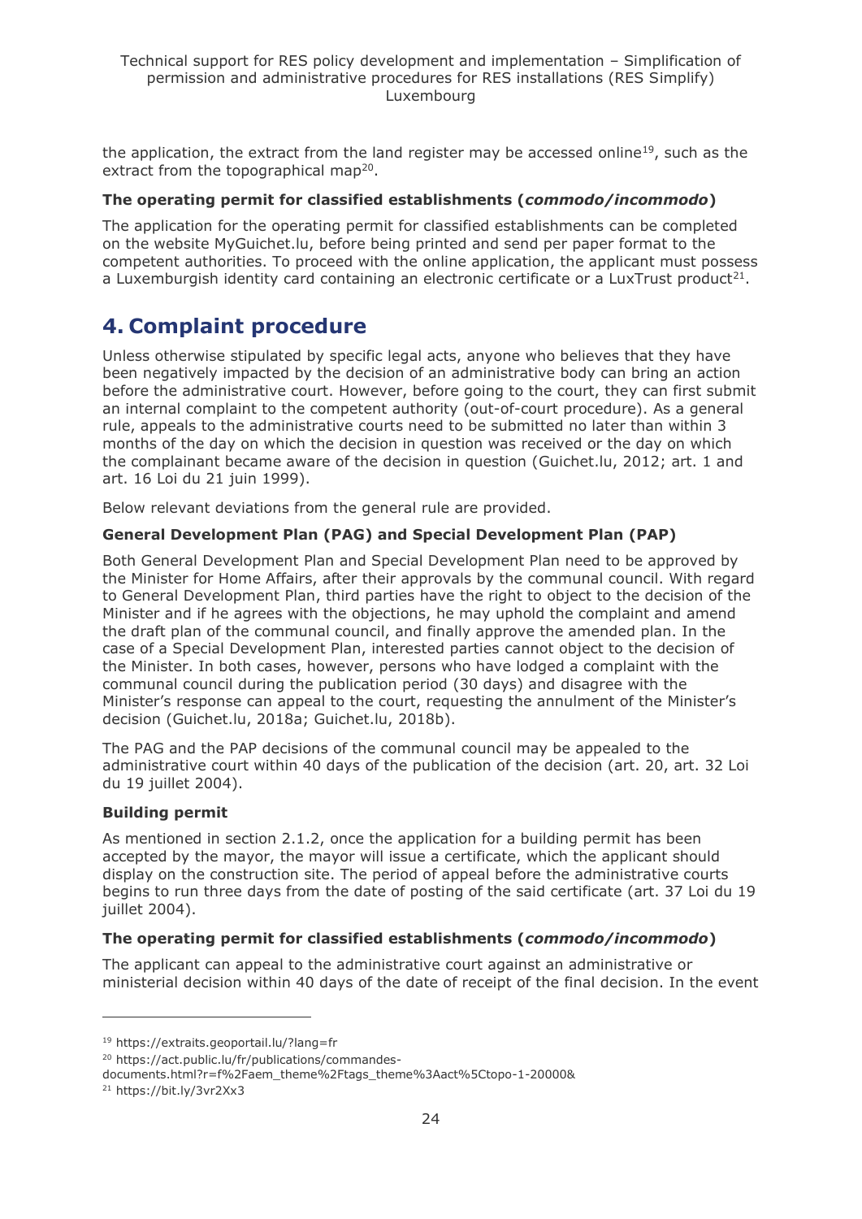the application, the extract from the land register may be accessed online[19], such as the extract from the topographical map[20].

**The operating permit for classified establishments (*commodo/incommodo*)**

The application for the operating permit for classified establishments can be completed on the website MyGuichet.lu, before being printed and send per paper format to the competent authorities. To proceed with the online application, the applicant must possess a Luxemburgish identity card containing an electronic certificate or a LuxTrust product[21].

# 4. Complaint procedure

Unless otherwise stipulated by specific legal acts, anyone who believes that they have been negatively impacted by the decision of an administrative body can bring an action before the administrative court. However, before going to the court, they can first submit an internal complaint to the competent authority (out-of-court procedure). As a general rule, appeals to the administrative courts need to be submitted no later than within 3 months of the day on which the decision in question was received or the day on which the complainant became aware of the decision in question (Guichet.lu, 2012; art. 1 and art. 16 Loi du 21 juin 1999).

Below relevant deviations from the general rule are provided.

**General Development Plan (PAG) and Special Development Plan (PAP)**

Both General Development Plan and Special Development Plan need to be approved by the Minister for Home Affairs, after their approvals by the communal council. With regard to General Development Plan, third parties have the right to object to the decision of the Minister and if he agrees with the objections, he may uphold the complaint and amend the draft plan of the communal council, and finally approve the amended plan. In the case of a Special Development Plan, interested parties cannot object to the decision of the Minister. In both cases, however, persons who have lodged a complaint with the communal council during the publication period (30 days) and disagree with the Minister's response can appeal to the court, requesting the annulment of the Minister's decision (Guichet.lu, 2018a; Guichet.lu, 2018b).

The PAG and the PAP decisions of the communal council may be appealed to the administrative court within 40 days of the publication of the decision (art. 20, art. 32 Loi du 19 juillet 2004).

**Building permit**

As mentioned in section 2.1.2, once the application for a building permit has been accepted by the mayor, the mayor will issue a certificate, which the applicant should display on the construction site. The period of appeal before the administrative courts begins to run three days from the date of posting of the said certificate (art. 37 Loi du 19 juillet 2004).

**The operating permit for classified establishments (*commodo/incommodo*)**

The applicant can appeal to the administrative court against an administrative or ministerial decision within 40 days of the date of receipt of the final decision. In the event

---

[19] https://extraits.geoportail.lu/?lang=fr

[20] https://act.public.lu/fr/publications/commandes-documents.html?r=f%2Faem_theme%2Ftags_theme%3Aact%5Ctopo-1-20000&

[21] https://bit.ly/3vr2Xx3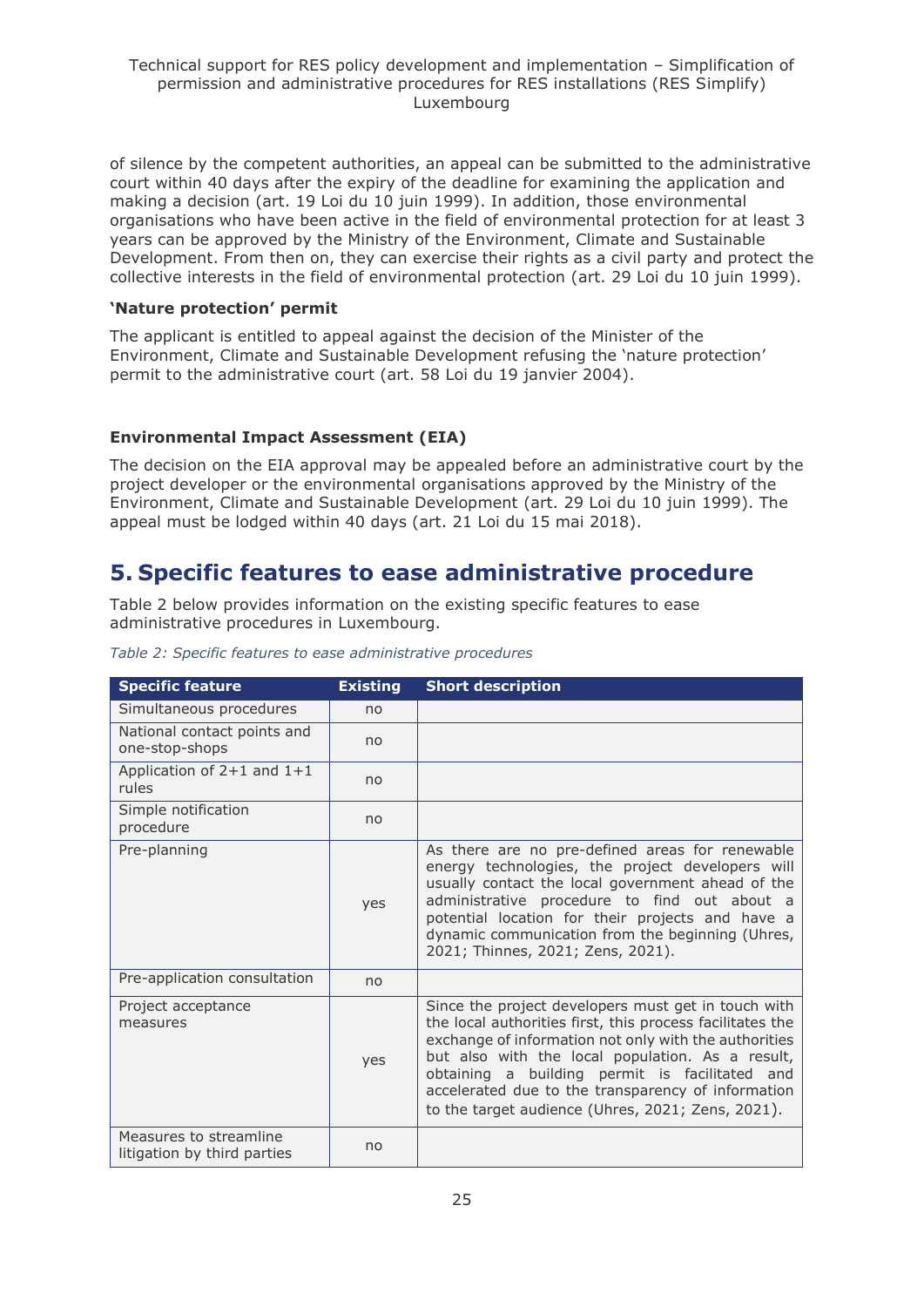of silence by the competent authorities, an appeal can be submitted to the administrative court within 40 days after the expiry of the deadline for examining the application and making a decision (art. 19 Loi du 10 juin 1999). In addition, those environmental organisations who have been active in the field of environmental protection for at least 3 years can be approved by the Ministry of the Environment, Climate and Sustainable Development. From then on, they can exercise their rights as a civil party and protect the collective interests in the field of environmental protection (art. 29 Loi du 10 juin 1999).

#### 'Nature protection' permit

The applicant is entitled to appeal against the decision of the Minister of the Environment, Climate and Sustainable Development refusing the 'nature protection' permit to the administrative court (art. 58 Loi du 19 janvier 2004).

#### Environmental Impact Assessment (EIA)

The decision on the EIA approval may be appealed before an administrative court by the project developer or the environmental organisations approved by the Ministry of the Environment, Climate and Sustainable Development (art. 29 Loi du 10 juin 1999). The appeal must be lodged within 40 days (art. 21 Loi du 15 mai 2018).

# 5. Specific features to ease administrative procedure

Table 2 below provides information on the existing specific features to ease administrative procedures in Luxembourg.

*Table 2: Specific features to ease administrative procedures*

| Specific feature | Existing | Short description |
|---|---|---|
| Simultaneous procedures | no | |
| National contact points and one-stop-shops | no | |
| Application of 2+1 and 1+1 rules | no | |
| Simple notification procedure | no | |
| Pre-planning | yes | As there are no pre-defined areas for renewable energy technologies, the project developers will usually contact the local government ahead of the administrative procedure to find out about a potential location for their projects and have a dynamic communication from the beginning (Uhres, 2021; Thinnes, 2021; Zens, 2021). |
| Pre-application consultation | no | |
| Project acceptance measures | yes | Since the project developers must get in touch with the local authorities first, this process facilitates the exchange of information not only with the authorities but also with the local population. As a result, obtaining a building permit is facilitated and accelerated due to the transparency of information to the target audience (Uhres, 2021; Zens, 2021). |
| Measures to streamline litigation by third parties | no | |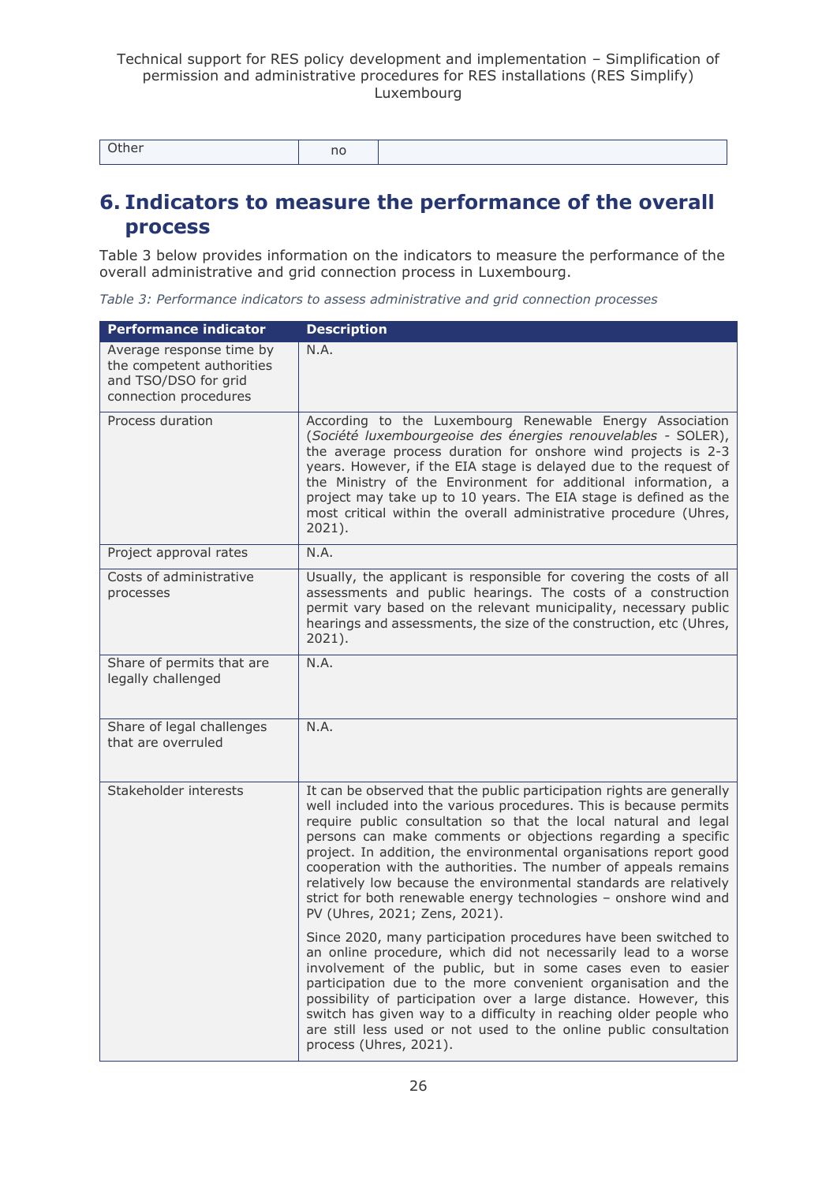| Other | no | |
|---|---|---|

# 6. Indicators to measure the performance of the overall process

Table 3 below provides information on the indicators to measure the performance of the overall administrative and grid connection process in Luxembourg.

*Table 3: Performance indicators to assess administrative and grid connection processes*

| Performance indicator | Description |
|---|---|
| Average response time by the competent authorities and TSO/DSO for grid connection procedures | N.A. |
| Process duration | According to the Luxembourg Renewable Energy Association (*Société luxembourgeoise des énergies renouvelables* - SOLER), the average process duration for onshore wind projects is 2-3 years. However, if the EIA stage is delayed due to the request of the Ministry of the Environment for additional information, a project may take up to 10 years. The EIA stage is defined as the most critical within the overall administrative procedure (Uhres, 2021). |
| Project approval rates | N.A. |
| Costs of administrative processes | Usually, the applicant is responsible for covering the costs of all assessments and public hearings. The costs of a construction permit vary based on the relevant municipality, necessary public hearings and assessments, the size of the construction, etc (Uhres, 2021). |
| Share of permits that are legally challenged | N.A. |
| Share of legal challenges that are overruled | N.A. |
| Stakeholder interests | It can be observed that the public participation rights are generally well included into the various procedures. This is because permits require public consultation so that the local natural and legal persons can make comments or objections regarding a specific project. In addition, the environmental organisations report good cooperation with the authorities. The number of appeals remains relatively low because the environmental standards are relatively strict for both renewable energy technologies – onshore wind and PV (Uhres, 2021; Zens, 2021).<br><br>Since 2020, many participation procedures have been switched to an online procedure, which did not necessarily lead to a worse involvement of the public, but in some cases even to easier participation due to the more convenient organisation and the possibility of participation over a large distance. However, this switch has given way to a difficulty in reaching older people who are still less used or not used to the online public consultation process (Uhres, 2021). |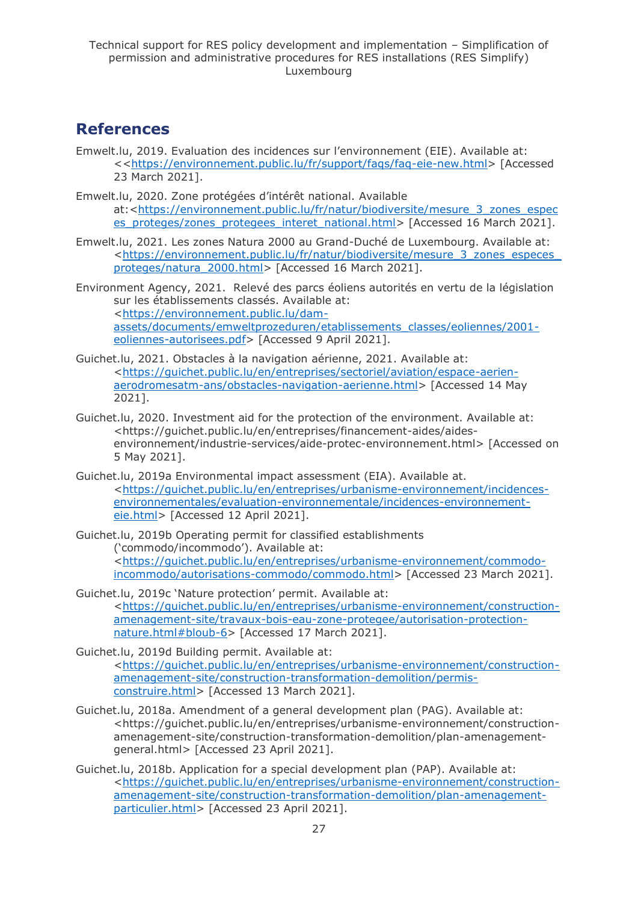## References

Emwelt.lu, 2019. Evaluation des incidences sur l'environnement (EIE). Available at: <<https://environnement.public.lu/fr/support/faqs/faq-eie-new.html> [Accessed 23 March 2021].

Emwelt.lu, 2020. Zone protégées d'intérêt national. Available at:<https://environnement.public.lu/fr/natur/biodiversite/mesure_3_zones_especes_proteges/zones_protegees_interet_national.html> [Accessed 16 March 2021].

Emwelt.lu, 2021. Les zones Natura 2000 au Grand-Duché de Luxembourg. Available at: <https://environnement.public.lu/fr/natur/biodiversite/mesure_3_zones_especes_proteges/natura_2000.html> [Accessed 16 March 2021].

Environment Agency, 2021. Relevé des parcs éoliens autorités en vertu de la législation sur les établissements classés. Available at: <https://environnement.public.lu/dam-assets/documents/emweltprozeduren/etablissements_classes/eoliennes/2001-eoliennes-autorisees.pdf> [Accessed 9 April 2021].

Guichet.lu, 2021. Obstacles à la navigation aérienne, 2021. Available at: <https://guichet.public.lu/en/entreprises/sectoriel/aviation/espace-aerien-aerodromesatm-ans/obstacles-navigation-aerienne.html> [Accessed 14 May 2021].

Guichet.lu, 2020. Investment aid for the protection of the environment. Available at: <https://guichet.public.lu/en/entreprises/financement-aides/aides-environnement/industrie-services/aide-protec-environnement.html> [Accessed on 5 May 2021].

Guichet.lu, 2019a Environmental impact assessment (EIA). Available at. <https://guichet.public.lu/en/entreprises/urbanisme-environnement/incidences-environnementales/evaluation-environnementale/incidences-environnement-eie.html> [Accessed 12 April 2021].

Guichet.lu, 2019b Operating permit for classified establishments ('commodo/incommodo'). Available at: <https://guichet.public.lu/en/entreprises/urbanisme-environnement/commodo-incommodo/autorisations-commodo/commodo.html> [Accessed 23 March 2021].

Guichet.lu, 2019c 'Nature protection' permit. Available at: <https://guichet.public.lu/en/entreprises/urbanisme-environnement/construction-amenagement-site/travaux-bois-eau-zone-protegee/autorisation-protection-nature.html#bloub-6> [Accessed 17 March 2021].

Guichet.lu, 2019d Building permit. Available at: <https://guichet.public.lu/en/entreprises/urbanisme-environnement/construction-amenagement-site/construction-transformation-demolition/permis-construire.html> [Accessed 13 March 2021].

Guichet.lu, 2018a. Amendment of a general development plan (PAG). Available at: <https://guichet.public.lu/en/entreprises/urbanisme-environnement/construction-amenagement-site/construction-transformation-demolition/plan-amenagement-general.html> [Accessed 23 April 2021].

Guichet.lu, 2018b. Application for a special development plan (PAP). Available at: <https://guichet.public.lu/en/entreprises/urbanisme-environnement/construction-amenagement-site/construction-transformation-demolition/plan-amenagement-particulier.html> [Accessed 23 April 2021].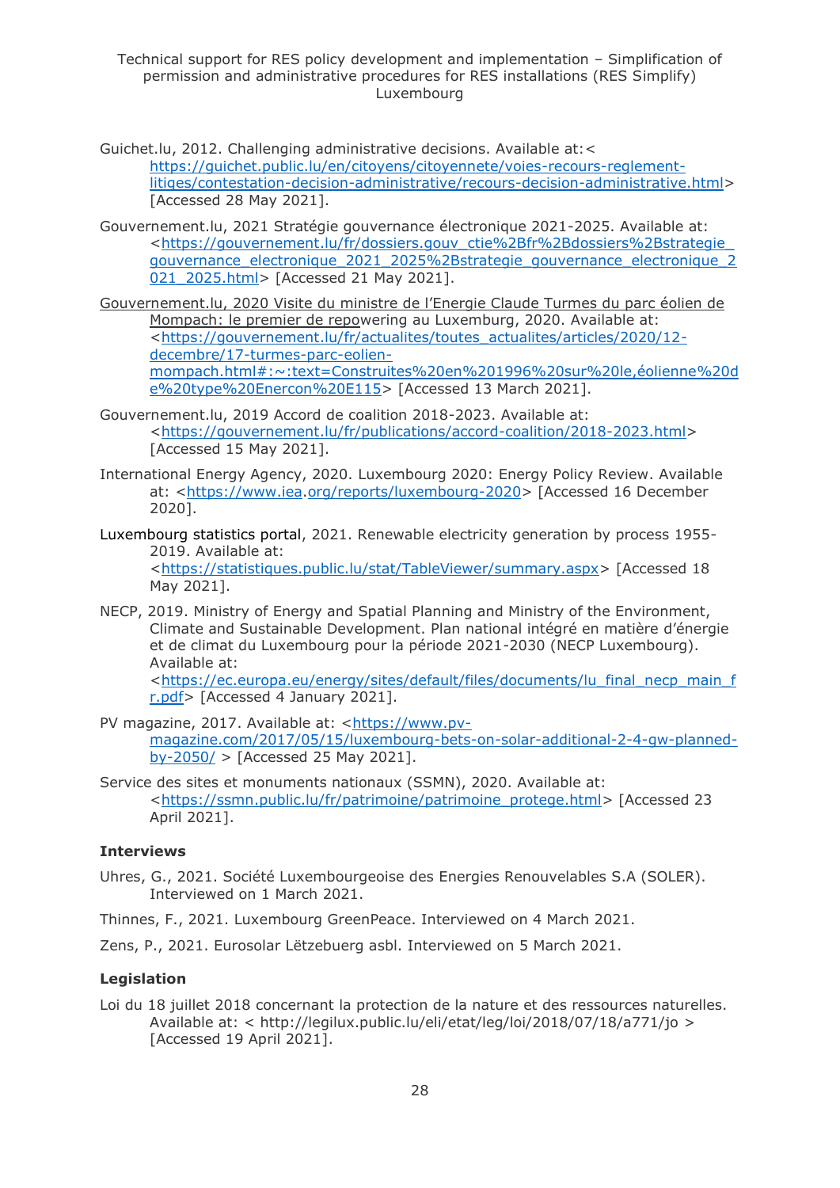Guichet.lu, 2012. Challenging administrative decisions. Available at:< https://guichet.public.lu/en/citoyens/citoyennete/voies-recours-reglement-litiges/contestation-decision-administrative/recours-decision-administrative.html> [Accessed 28 May 2021].

Gouvernement.lu, 2021 Stratégie gouvernance électronique 2021-2025. Available at: <https://gouvernement.lu/fr/dossiers.gouv_ctie%2Bfr%2Bdossiers%2Bstrategie_gouvernance_electronique_2021_2025%2Bstrategie_gouvernance_electronique_2021_2025.html> [Accessed 21 May 2021].

Gouvernement.lu, 2020 Visite du ministre de l'Energie Claude Turmes du parc éolien de Mompach: le premier de repowering au Luxemburg, 2020. Available at: <https://gouvernement.lu/fr/actualites/toutes_actualites/articles/2020/12-decembre/17-turmes-parc-eolien-mompach.html#:~:text=Construites%20en%201996%20sur%20le,éolienne%20de%20type%20Enercon%20E115> [Accessed 13 March 2021].

Gouvernement.lu, 2019 Accord de coalition 2018-2023. Available at: <https://gouvernement.lu/fr/publications/accord-coalition/2018-2023.html> [Accessed 15 May 2021].

International Energy Agency, 2020. Luxembourg 2020: Energy Policy Review. Available at: <https://www.iea.org/reports/luxembourg-2020> [Accessed 16 December 2020].

Luxembourg statistics portal, 2021. Renewable electricity generation by process 1955-2019. Available at: <https://statistiques.public.lu/stat/TableViewer/summary.aspx> [Accessed 18 May 2021].

NECP, 2019. Ministry of Energy and Spatial Planning and Ministry of the Environment, Climate and Sustainable Development. Plan national intégré en matière d'énergie et de climat du Luxembourg pour la période 2021-2030 (NECP Luxembourg). Available at: <https://ec.europa.eu/energy/sites/default/files/documents/lu_final_necp_main_fr.pdf> [Accessed 4 January 2021].

PV magazine, 2017. Available at: <https://www.pv-magazine.com/2017/05/15/luxembourg-bets-on-solar-additional-2-4-gw-planned-by-2050/ > [Accessed 25 May 2021].

Service des sites et monuments nationaux (SSMN), 2020. Available at: <https://ssmn.public.lu/fr/patrimoine/patrimoine_protege.html> [Accessed 23 April 2021].

**Interviews**

Uhres, G., 2021. Société Luxembourgeoise des Energies Renouvelables S.A (SOLER). Interviewed on 1 March 2021.

Thinnes, F., 2021. Luxembourg GreenPeace. Interviewed on 4 March 2021.

Zens, P., 2021. Eurosolar Lëtzebuerg asbl. Interviewed on 5 March 2021.

**Legislation**

Loi du 18 juillet 2018 concernant la protection de la nature et des ressources naturelles. Available at: < http://legilux.public.lu/eli/etat/leg/loi/2018/07/18/a771/jo > [Accessed 19 April 2021].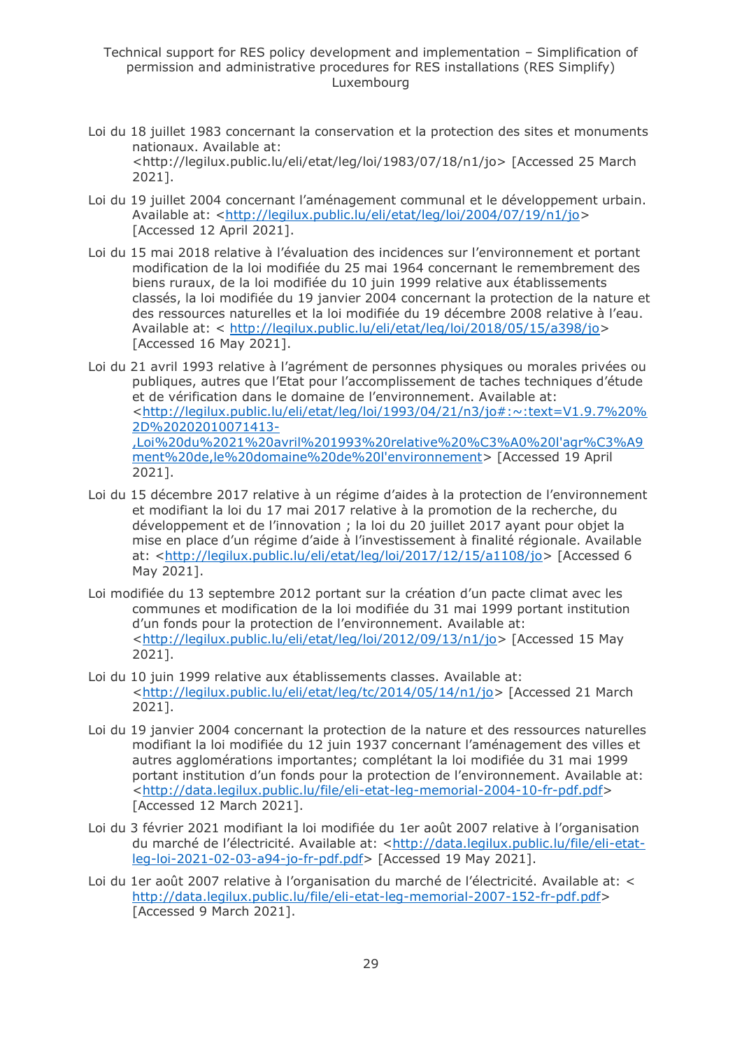Loi du 18 juillet 1983 concernant la conservation et la protection des sites et monuments nationaux. Available at: <http://legilux.public.lu/eli/etat/leg/loi/1983/07/18/n1/jo> [Accessed 25 March 2021].

Loi du 19 juillet 2004 concernant l'aménagement communal et le développement urbain. Available at: <http://legilux.public.lu/eli/etat/leg/loi/2004/07/19/n1/jo> [Accessed 12 April 2021].

Loi du 15 mai 2018 relative à l'évaluation des incidences sur l'environnement et portant modification de la loi modifiée du 25 mai 1964 concernant le remembrement des biens ruraux, de la loi modifiée du 10 juin 1999 relative aux établissements classés, la loi modifiée du 19 janvier 2004 concernant la protection de la nature et des ressources naturelles et la loi modifiée du 19 décembre 2008 relative à l'eau. Available at: < http://legilux.public.lu/eli/etat/leg/loi/2018/05/15/a398/jo> [Accessed 16 May 2021].

Loi du 21 avril 1993 relative à l'agrément de personnes physiques ou morales privées ou publiques, autres que l'Etat pour l'accomplissement de taches techniques d'étude et de vérification dans le domaine de l'environnement. Available at: <http://legilux.public.lu/eli/etat/leg/loi/1993/04/21/n3/jo#:~:text=V1.9.7%20%2D%20202010071413-,Loi%20du%2021%20avril%201993%20relative%20%C3%A0%20l'agr%C3%A9ment%20de,le%20domaine%20de%20l'environnement> [Accessed 19 April 2021].

Loi du 15 décembre 2017 relative à un régime d'aides à la protection de l'environnement et modifiant la loi du 17 mai 2017 relative à la promotion de la recherche, du développement et de l'innovation ; la loi du 20 juillet 2017 ayant pour objet la mise en place d'un régime d'aide à l'investissement à finalité régionale. Available at: <http://legilux.public.lu/eli/etat/leg/loi/2017/12/15/a1108/jo> [Accessed 6 May 2021].

Loi modifiée du 13 septembre 2012 portant sur la création d'un pacte climat avec les communes et modification de la loi modifiée du 31 mai 1999 portant institution d'un fonds pour la protection de l'environnement. Available at: <http://legilux.public.lu/eli/etat/leg/loi/2012/09/13/n1/jo> [Accessed 15 May 2021].

Loi du 10 juin 1999 relative aux établissements classes. Available at: <http://legilux.public.lu/eli/etat/leg/tc/2014/05/14/n1/jo> [Accessed 21 March 2021].

Loi du 19 janvier 2004 concernant la protection de la nature et des ressources naturelles modifiant la loi modifiée du 12 juin 1937 concernant l'aménagement des villes et autres agglomérations importantes; complétant la loi modifiée du 31 mai 1999 portant institution d'un fonds pour la protection de l'environnement. Available at: <http://data.legilux.public.lu/file/eli-etat-leg-memorial-2004-10-fr-pdf.pdf> [Accessed 12 March 2021].

Loi du 3 février 2021 modifiant la loi modifiée du 1er août 2007 relative à l'organisation du marché de l'électricité. Available at: <http://data.legilux.public.lu/file/eli-etat-leg-loi-2021-02-03-a94-jo-fr-pdf.pdf> [Accessed 19 May 2021].

Loi du 1er août 2007 relative à l'organisation du marché de l'électricité. Available at: < http://data.legilux.public.lu/file/eli-etat-leg-memorial-2007-152-fr-pdf.pdf> [Accessed 9 March 2021].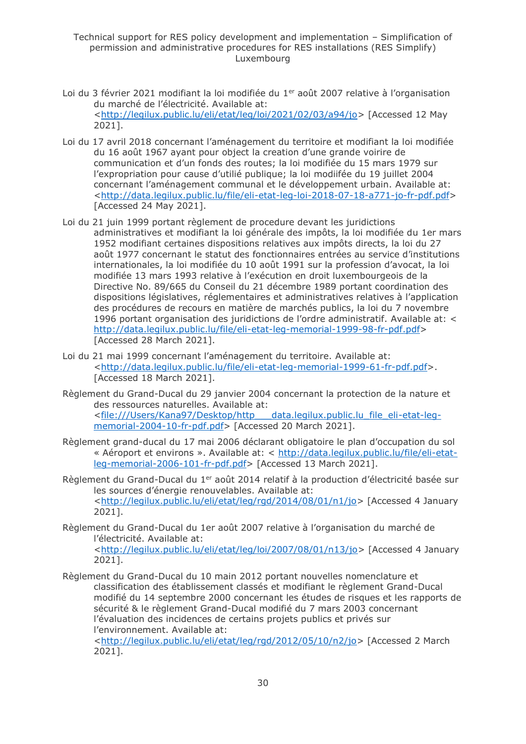Loi du 3 février 2021 modifiant la loi modifiée du 1er août 2007 relative à l'organisation du marché de l'électricité. Available at: <http://legilux.public.lu/eli/etat/leg/loi/2021/02/03/a94/jo> [Accessed 12 May 2021].

Loi du 17 avril 2018 concernant l'aménagement du territoire et modifiant la loi modifiée du 16 août 1967 ayant pour object la creation d'une grande voirire de communication et d'un fonds des routes; la loi modifiée du 15 mars 1979 sur l'expropriation pour cause d'utilié publique; la loi modiifée du 19 juillet 2004 concernant l'aménagement communal et le développement urbain. Available at: <http://data.legilux.public.lu/file/eli-etat-leg-loi-2018-07-18-a771-jo-fr-pdf.pdf> [Accessed 24 May 2021].

Loi du 21 juin 1999 portant règlement de procedure devant les juridictions administratives et modifiant la loi générale des impôts, la loi modifiée du 1er mars 1952 modifiant certaines dispositions relatives aux impôts directs, la loi du 27 août 1977 concernant le statut des fonctionnaires entrées au service d'institutions internationales, la loi modifiée du 10 août 1991 sur la profession d'avocat, la loi modifiée 13 mars 1993 relative à l'exécution en droit luxembourgeois de la Directive No. 89/665 du Conseil du 21 décembre 1989 portant coordination des dispositions législatives, réglementaires et administratives relatives à l'application des procédures de recours en matière de marchés publics, la loi du 7 novembre 1996 portant organisation des juridictions de l'ordre administratif. Available at: < http://data.legilux.public.lu/file/eli-etat-leg-memorial-1999-98-fr-pdf.pdf> [Accessed 28 March 2021].

Loi du 21 mai 1999 concernant l'aménagement du territoire. Available at: <http://data.legilux.public.lu/file/eli-etat-leg-memorial-1999-61-fr-pdf.pdf>. [Accessed 18 March 2021].

Règlement du Grand-Ducal du 29 janvier 2004 concernant la protection de la nature et des ressources naturelles. Available at: <file:///Users/Kana97/Desktop/http___data.legilux.public.lu_file_eli-etat-leg-memorial-2004-10-fr-pdf.pdf> [Accessed 20 March 2021].

Règlement grand-ducal du 17 mai 2006 déclarant obligatoire le plan d'occupation du sol « Aéroport et environs ». Available at: < http://data.legilux.public.lu/file/eli-etat-leg-memorial-2006-101-fr-pdf.pdf> [Accessed 13 March 2021].

Règlement du Grand-Ducal du 1er août 2014 relatif à la production d'électricité basée sur les sources d'énergie renouvelables. Available at: <http://legilux.public.lu/eli/etat/leg/rgd/2014/08/01/n1/jo> [Accessed 4 January 2021].

Règlement du Grand-Ducal du 1er août 2007 relative à l'organisation du marché de l'électricité. Available at: <http://legilux.public.lu/eli/etat/leg/loi/2007/08/01/n13/jo> [Accessed 4 January 2021].

Règlement du Grand-Ducal du 10 main 2012 portant nouvelles nomenclature et classification des établissement classés et modifiant le règlement Grand-Ducal modifié du 14 septembre 2000 concernant les études de risques et les rapports de sécurité & le règlement Grand-Ducal modifié du 7 mars 2003 concernant l'évaluation des incidences de certains projets publics et privés sur l'environnement. Available at: <http://legilux.public.lu/eli/etat/leg/rgd/2012/05/10/n2/jo> [Accessed 2 March 2021].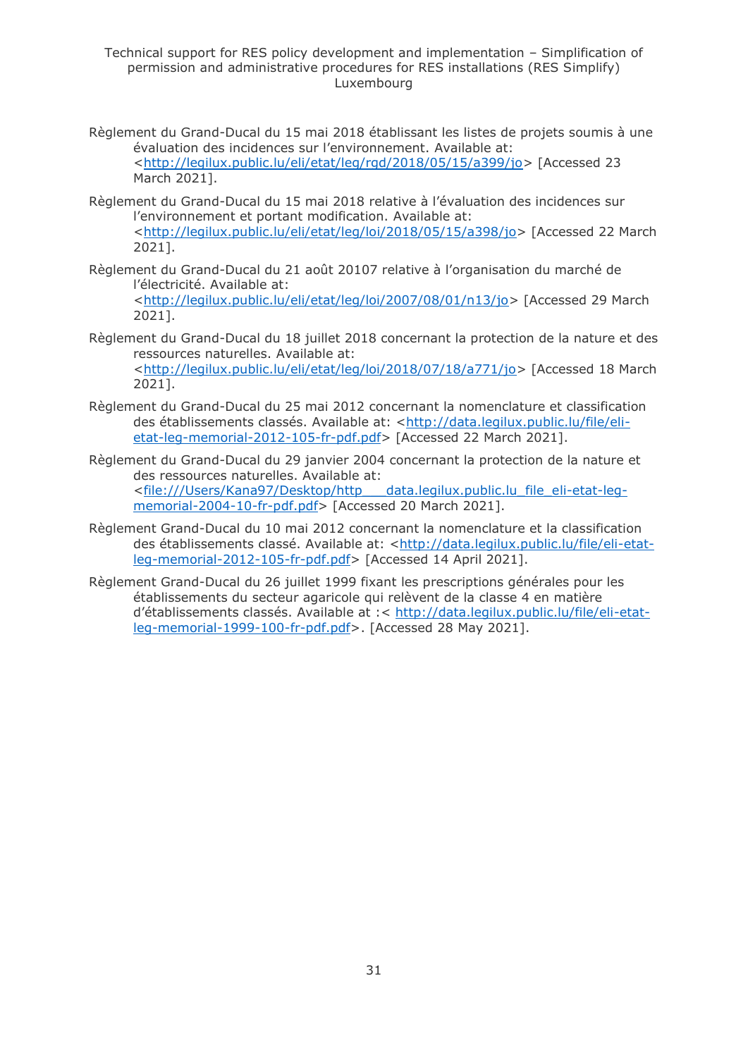Règlement du Grand-Ducal du 15 mai 2018 établissant les listes de projets soumis à une évaluation des incidences sur l'environnement. Available at: <http://legilux.public.lu/eli/etat/leg/rgd/2018/05/15/a399/jo> [Accessed 23 March 2021].

Règlement du Grand-Ducal du 15 mai 2018 relative à l'évaluation des incidences sur l'environnement et portant modification. Available at: <http://legilux.public.lu/eli/etat/leg/loi/2018/05/15/a398/jo> [Accessed 22 March 2021].

Règlement du Grand-Ducal du 21 août 20107 relative à l'organisation du marché de l'électricité. Available at: <http://legilux.public.lu/eli/etat/leg/loi/2007/08/01/n13/jo> [Accessed 29 March 2021].

Règlement du Grand-Ducal du 18 juillet 2018 concernant la protection de la nature et des ressources naturelles. Available at: <http://legilux.public.lu/eli/etat/leg/loi/2018/07/18/a771/jo> [Accessed 18 March 2021].

Règlement du Grand-Ducal du 25 mai 2012 concernant la nomenclature et classification des établissements classés. Available at: <http://data.legilux.public.lu/file/eli-etat-leg-memorial-2012-105-fr-pdf.pdf> [Accessed 22 March 2021].

Règlement du Grand-Ducal du 29 janvier 2004 concernant la protection de la nature et des ressources naturelles. Available at: <file:///Users/Kana97/Desktop/http___data.legilux.public.lu_file_eli-etat-leg-memorial-2004-10-fr-pdf.pdf> [Accessed 20 March 2021].

Règlement Grand-Ducal du 10 mai 2012 concernant la nomenclature et la classification des établissements classé. Available at: <http://data.legilux.public.lu/file/eli-etat-leg-memorial-2012-105-fr-pdf.pdf> [Accessed 14 April 2021].

Règlement Grand-Ducal du 26 juillet 1999 fixant les prescriptions générales pour les établissements du secteur agaricole qui relèvent de la classe 4 en matière d'établissements classés. Available at :< http://data.legilux.public.lu/file/eli-etat-leg-memorial-1999-100-fr-pdf.pdf>. [Accessed 28 May 2021].